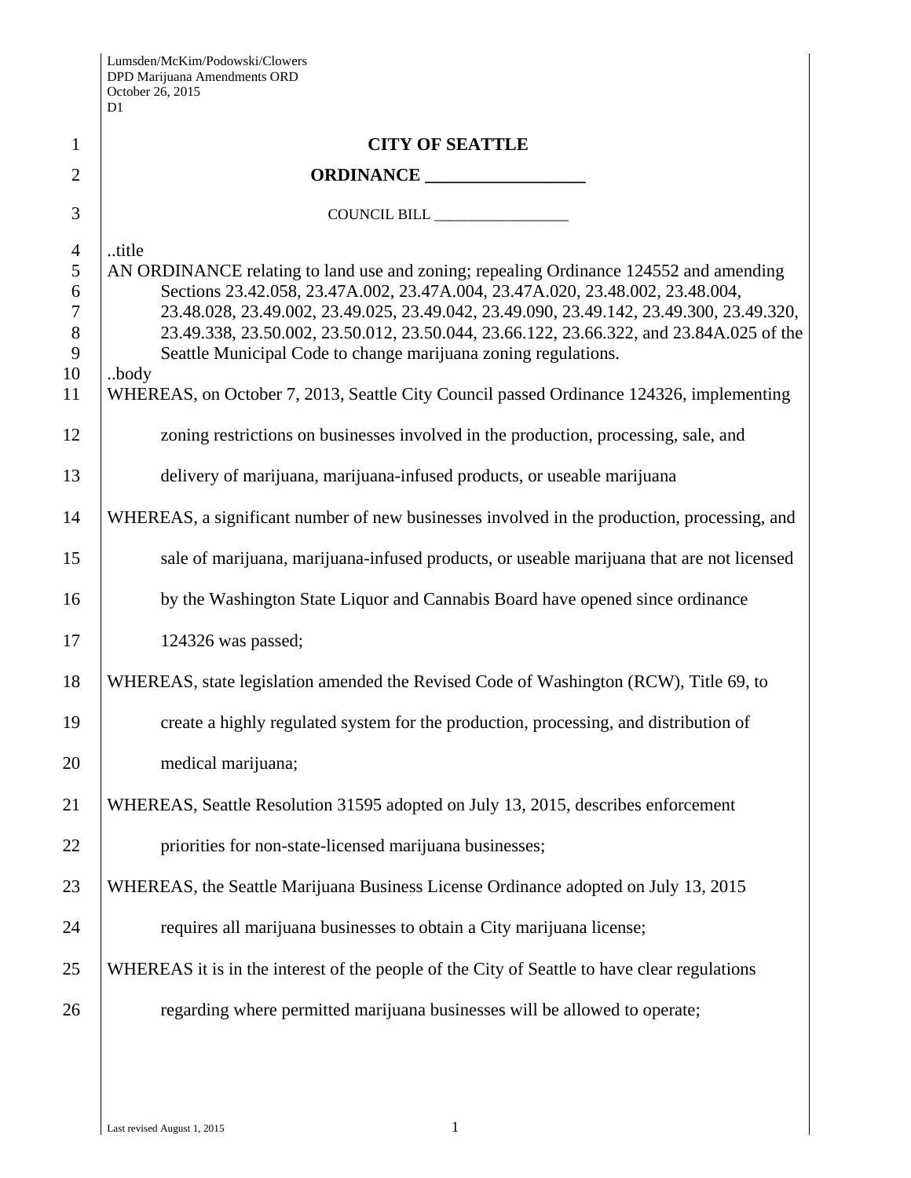# CITY OF SEATTLE

## ORDINANCE __________________

COUNCIL BILL __________________

..title

AN ORDINANCE relating to land use and zoning; repealing Ordinance 124552 and amending Sections 23.42.058, 23.47A.002, 23.47A.004, 23.47A.020, 23.48.002, 23.48.004, 23.48.028, 23.49.002, 23.49.025, 23.49.042, 23.49.090, 23.49.142, 23.49.300, 23.49.320, 23.49.338, 23.50.002, 23.50.012, 23.50.044, 23.66.122, 23.66.322, and 23.84A.025 of the Seattle Municipal Code to change marijuana zoning regulations.

..body

WHEREAS, on October 7, 2013, Seattle City Council passed Ordinance 124326, implementing zoning restrictions on businesses involved in the production, processing, sale, and delivery of marijuana, marijuana-infused products, or useable marijuana

WHEREAS, a significant number of new businesses involved in the production, processing, and sale of marijuana, marijuana-infused products, or useable marijuana that are not licensed by the Washington State Liquor and Cannabis Board have opened since ordinance 124326 was passed;

WHEREAS, state legislation amended the Revised Code of Washington (RCW), Title 69, to create a highly regulated system for the production, processing, and distribution of medical marijuana;

WHEREAS, Seattle Resolution 31595 adopted on July 13, 2015, describes enforcement priorities for non-state-licensed marijuana businesses;

WHEREAS, the Seattle Marijuana Business License Ordinance adopted on July 13, 2015 requires all marijuana businesses to obtain a City marijuana license;

WHEREAS it is in the interest of the people of the City of Seattle to have clear regulations regarding where permitted marijuana businesses will be allowed to operate;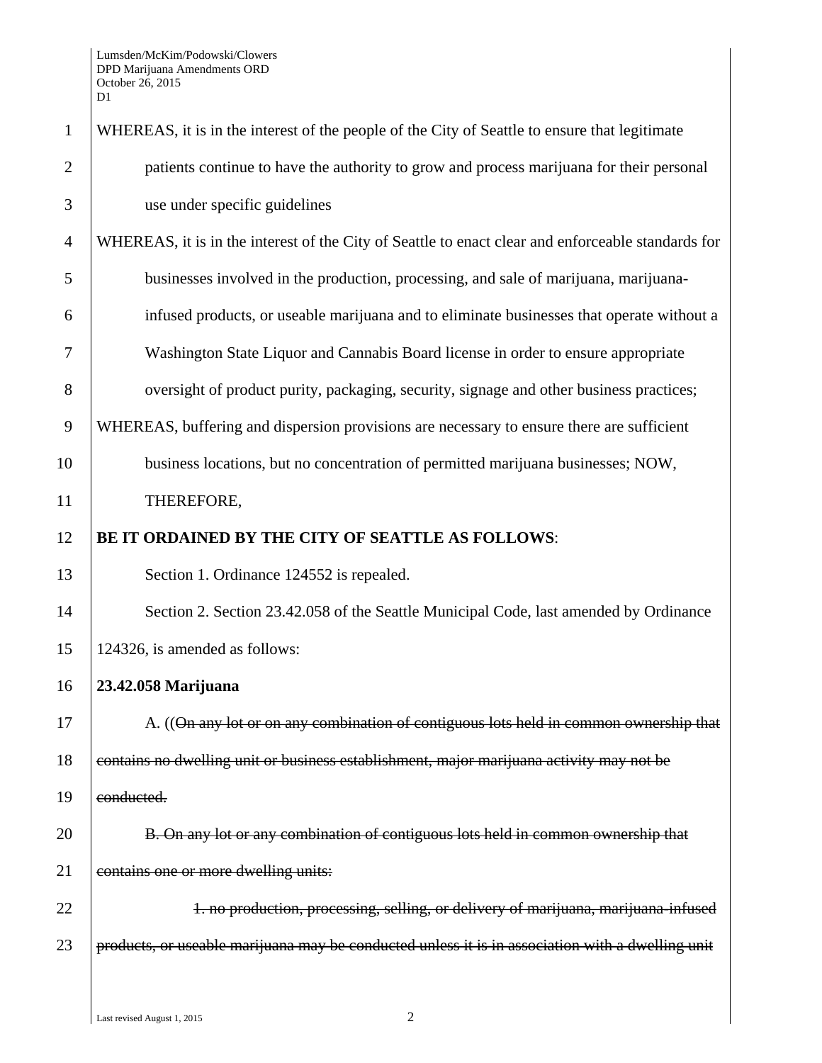WHEREAS, it is in the interest of the people of the City of Seattle to ensure that legitimate patients continue to have the authority to grow and process marijuana for their personal use under specific guidelines

WHEREAS, it is in the interest of the City of Seattle to enact clear and enforceable standards for businesses involved in the production, processing, and sale of marijuana, marijuana-infused products, or useable marijuana and to eliminate businesses that operate without a Washington State Liquor and Cannabis Board license in order to ensure appropriate oversight of product purity, packaging, security, signage and other business practices;

WHEREAS, buffering and dispersion provisions are necessary to ensure there are sufficient business locations, but no concentration of permitted marijuana businesses; NOW, THEREFORE,

**BE IT ORDAINED BY THE CITY OF SEATTLE AS FOLLOWS**:

Section 1. Ordinance 124552 is repealed.

Section 2. Section 23.42.058 of the Seattle Municipal Code, last amended by Ordinance 124326, is amended as follows:

**23.42.058 Marijuana**

A. ((~~On any lot or on any combination of contiguous lots held in common ownership that contains no dwelling unit or business establishment, major marijuana activity may not be conducted.~~

~~B. On any lot or any combination of contiguous lots held in common ownership that contains one or more dwelling units:~~

~~1. no production, processing, selling, or delivery of marijuana, marijuana-infused products, or useable marijuana may be conducted unless it is in association with a dwelling unit~~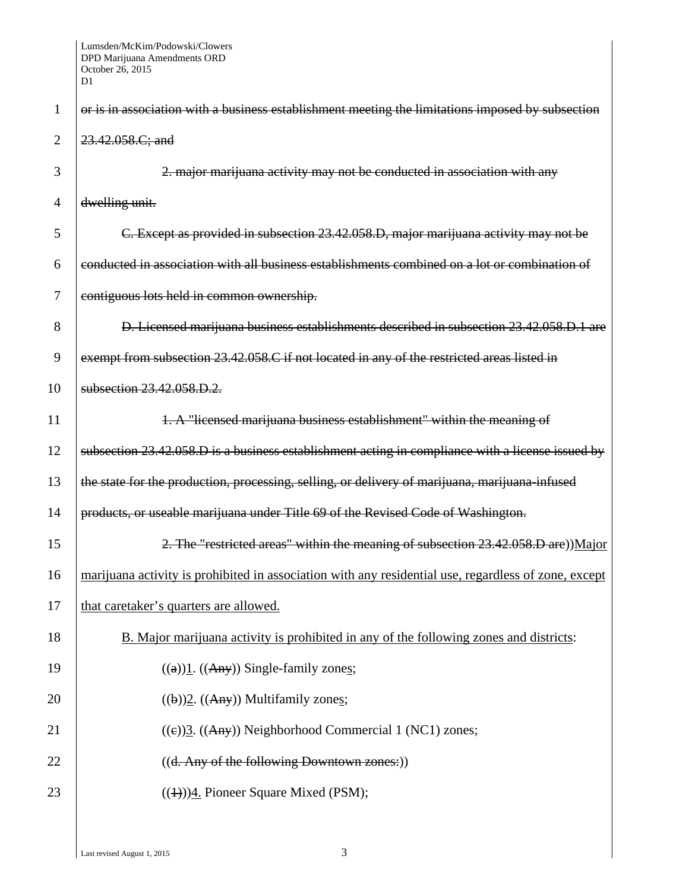~~or is in association with a business establishment meeting the limitations imposed by subsection 23.42.058.C; and~~

~~2. major marijuana activity may not be conducted in association with any dwelling unit.~~

~~C. Except as provided in subsection 23.42.058.D, major marijuana activity may not be conducted in association with all business establishments combined on a lot or combination of contiguous lots held in common ownership.~~

~~D. Licensed marijuana business establishments described in subsection 23.42.058.D.1 are exempt from subsection 23.42.058.C if not located in any of the restricted areas listed in subsection 23.42.058.D.2.~~

~~1. A "licensed marijuana business establishment" within the meaning of subsection 23.42.058.D is a business establishment acting in compliance with a license issued by the state for the production, processing, selling, or delivery of marijuana, marijuana-infused products, or useable marijuana under Title 69 of the Revised Code of Washington.~~

~~2. The "restricted areas" within the meaning of subsection 23.42.058.D are~~))<u>Major marijuana activity is prohibited in association with any residential use, regardless of zone, except that caretaker's quarters are allowed.</u>

<u>B. Major marijuana activity is prohibited in any of the following zones and districts</u>:

((~~a~~))<u>1</u>. ((~~Any~~)) Single-family zone<u>s</u>;

((~~b~~))<u>2</u>. ((~~Any~~)) Multifamily zone<u>s</u>;

((~~c~~))<u>3</u>. ((~~Any~~)) Neighborhood Commercial 1 (NC1) zones;

((~~d. Any of the following Downtown zones:~~))

((~~1~~))<u>4.</u> Pioneer Square Mixed (PSM);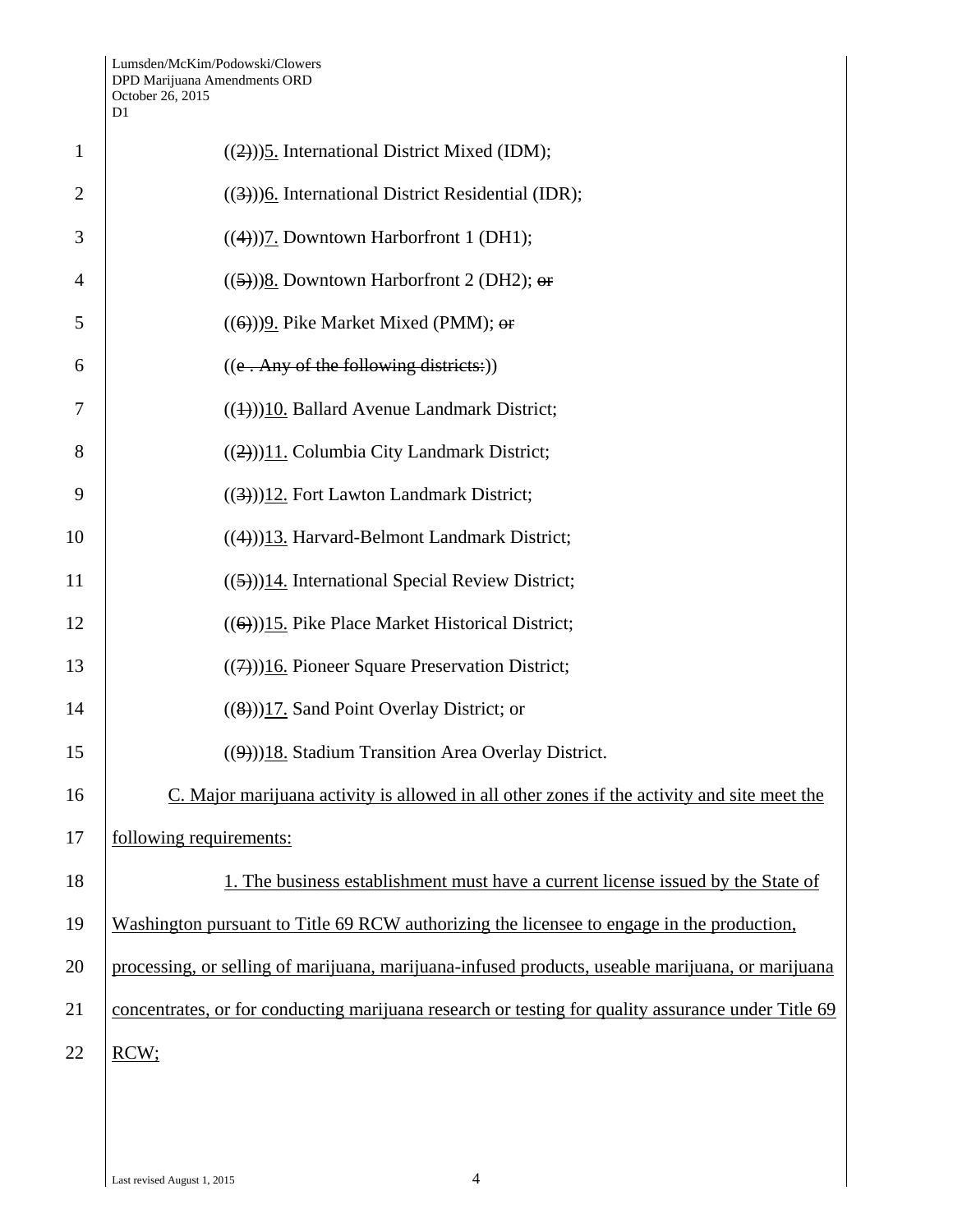((~~2~~))5. International District Mixed (IDM);

((~~3~~))6. International District Residential (IDR);

((~~4~~))7. Downtown Harborfront 1 (DH1);

((~~5~~))8. Downtown Harborfront 2 (DH2); ~~or~~

((~~6~~))9. Pike Market Mixed (PMM); ~~or~~

((~~e . Any of the following districts:~~))

((~~1~~))10. Ballard Avenue Landmark District;

((~~2~~))11. Columbia City Landmark District;

((~~3~~))12. Fort Lawton Landmark District;

((~~4~~))13. Harvard-Belmont Landmark District;

((~~5~~))14. International Special Review District;

((~~6~~))15. Pike Place Market Historical District;

((~~7~~))16. Pioneer Square Preservation District;

((~~8~~))17. Sand Point Overlay District; or

((~~9~~))18. Stadium Transition Area Overlay District.

C. Major marijuana activity is allowed in all other zones if the activity and site meet the following requirements:

1. The business establishment must have a current license issued by the State of Washington pursuant to Title 69 RCW authorizing the licensee to engage in the production, processing, or selling of marijuana, marijuana-infused products, useable marijuana, or marijuana concentrates, or for conducting marijuana research or testing for quality assurance under Title 69 RCW;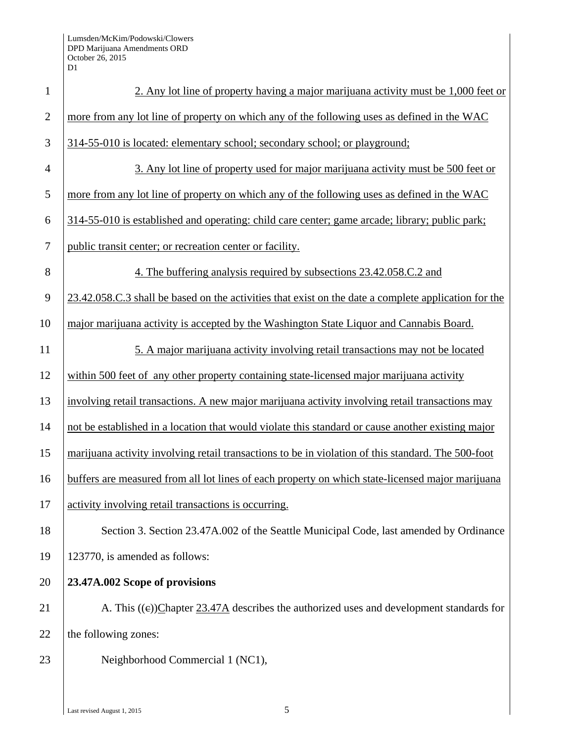2. Any lot line of property having a major marijuana activity must be 1,000 feet or more from any lot line of property on which any of the following uses as defined in the WAC 314-55-010 is located: elementary school; secondary school; or playground;

3. Any lot line of property used for major marijuana activity must be 500 feet or more from any lot line of property on which any of the following uses as defined in the WAC 314-55-010 is established and operating: child care center; game arcade; library; public park; public transit center; or recreation center or facility.

4. The buffering analysis required by subsections 23.42.058.C.2 and 23.42.058.C.3 shall be based on the activities that exist on the date a complete application for the major marijuana activity is accepted by the Washington State Liquor and Cannabis Board.

5. A major marijuana activity involving retail transactions may not be located within 500 feet of any other property containing state-licensed major marijuana activity involving retail transactions. A new major marijuana activity involving retail transactions may not be established in a location that would violate this standard or cause another existing major marijuana activity involving retail transactions to be in violation of this standard. The 500-foot buffers are measured from all lot lines of each property on which state-licensed major marijuana activity involving retail transactions is occurring.

Section 3. Section 23.47A.002 of the Seattle Municipal Code, last amended by Ordinance 123770, is amended as follows:

**23.47A.002 Scope of provisions**

A. This ((c))Chapter 23.47A describes the authorized uses and development standards for the following zones:

Neighborhood Commercial 1 (NC1),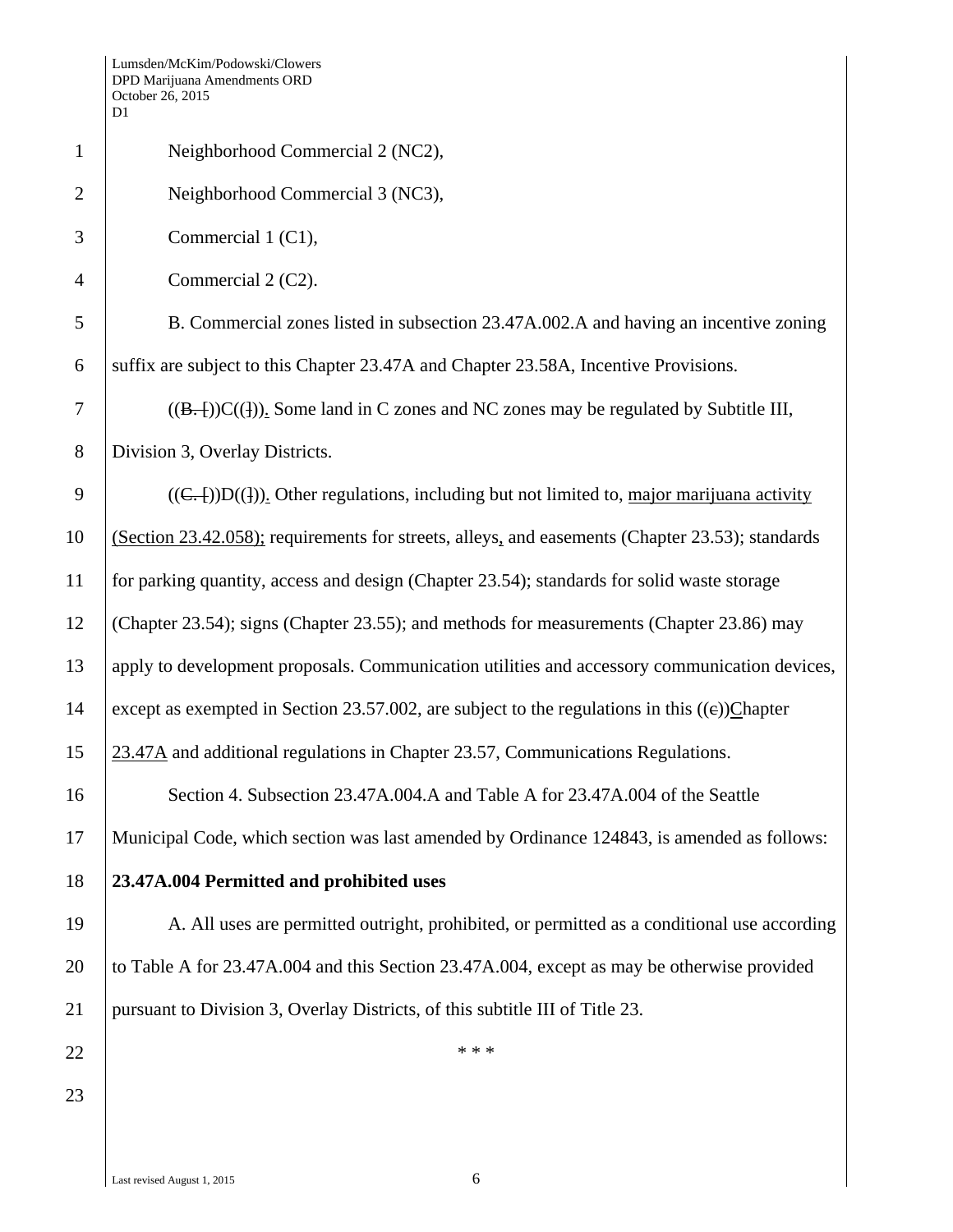Neighborhood Commercial 2 (NC2),

Neighborhood Commercial 3 (NC3),

Commercial 1 (C1),

Commercial 2 (C2).

B. Commercial zones listed in subsection 23.47A.002.A and having an incentive zoning suffix are subject to this Chapter 23.47A and Chapter 23.58A, Incentive Provisions.

((~~B.~~ ~~[~~))C(( ~~]~~ )). Some land in C zones and NC zones may be regulated by Subtitle III, Division 3, Overlay Districts.

((~~C.~~ ~~[~~))D(( ~~]~~ )). Other regulations, including but not limited to, <u>major marijuana activity (Section 23.42.058);</u> requirements for streets, alleys<u>,</u> and easements (Chapter 23.53); standards for parking quantity, access and design (Chapter 23.54); standards for solid waste storage (Chapter 23.54); signs (Chapter 23.55); and methods for measurements (Chapter 23.86) may apply to development proposals. Communication utilities and accessory communication devices, except as exempted in Section 23.57.002, are subject to the regulations in this ((~~c~~))<u>C</u>hapter <u>23.47A</u> and additional regulations in Chapter 23.57, Communications Regulations.

Section 4. Subsection 23.47A.004.A and Table A for 23.47A.004 of the Seattle Municipal Code, which section was last amended by Ordinance 124843, is amended as follows:

**23.47A.004 Permitted and prohibited uses**

A. All uses are permitted outright, prohibited, or permitted as a conditional use according to Table A for 23.47A.004 and this Section 23.47A.004, except as may be otherwise provided pursuant to Division 3, Overlay Districts, of this subtitle III of Title 23.

\* \* \*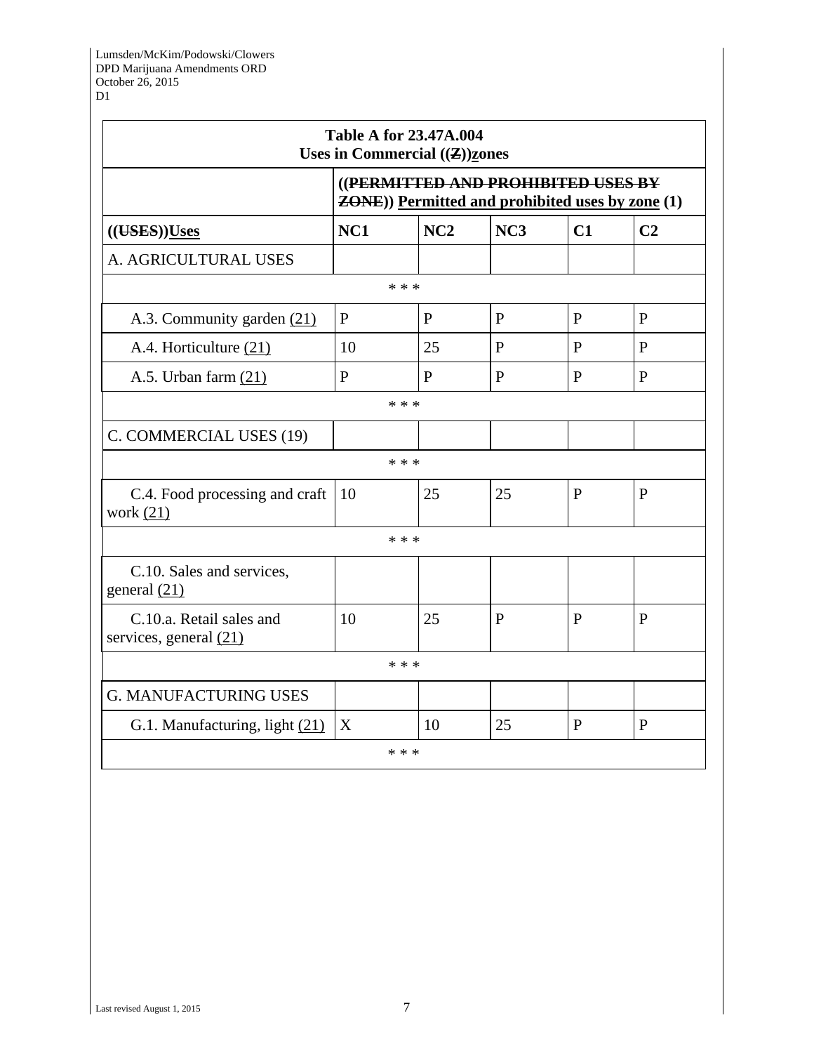| Table A for 23.47A.004 Uses in Commercial ((Z))zones | | | | | |
|---|---|---|---|---|---|
| | ((PERMITTED AND PROHIBITED USES BY ZONE)) Permitted and prohibited uses by zone (1) | | | | |
| ((USES))Uses | NC1 | NC2 | NC3 | C1 | C2 |
| A. AGRICULTURAL USES | | | | | |
| * * * | | | | | |
| A.3. Community garden (21) | P | P | P | P | P |
| A.4. Horticulture (21) | 10 | 25 | P | P | P |
| A.5. Urban farm (21) | P | P | P | P | P |
| * * * | | | | | |
| C. COMMERCIAL USES (19) | | | | | |
| * * * | | | | | |
| C.4. Food processing and craft work (21) | 10 | 25 | 25 | P | P |
| * * * | | | | | |
| C.10. Sales and services, general (21) | | | | | |
| C.10.a. Retail sales and services, general (21) | 10 | 25 | P | P | P |
| * * * | | | | | |
| G. MANUFACTURING USES | | | | | |
| G.1. Manufacturing, light (21) | X | 10 | 25 | P | P |
| * * * | | | | | |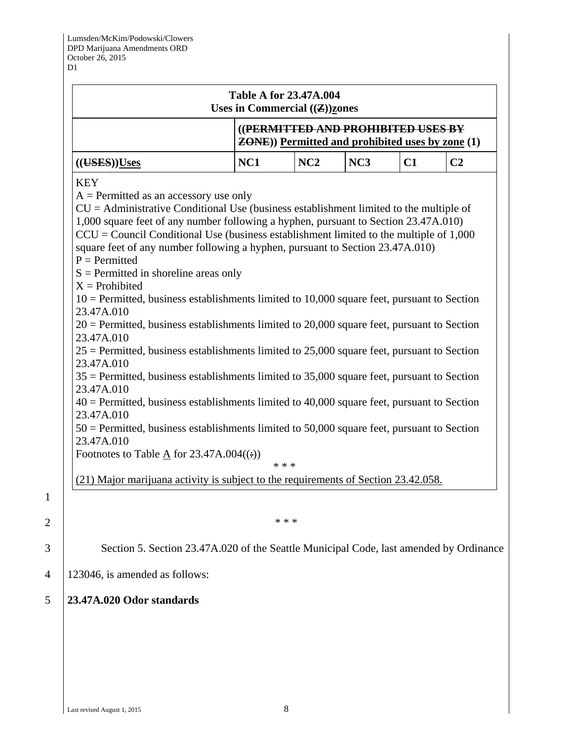| Table A for 23.47A.004<br>Uses in Commercial ((Z))zones | | | | | |
|---|---|---|---|---|---|
| | ((~~PERMITTED AND PROHIBITED USES BY ZONE~~)) Permitted and prohibited uses by zone (1) | | | | |
| ((~~USES~~))Uses | NC1 | NC2 | NC3 | C1 | C2 |

KEY
A = Permitted as an accessory use only
CU = Administrative Conditional Use (business establishment limited to the multiple of 1,000 square feet of any number following a hyphen, pursuant to Section 23.47A.010)
CCU = Council Conditional Use (business establishment limited to the multiple of 1,000 square feet of any number following a hyphen, pursuant to Section 23.47A.010)
P = Permitted
S = Permitted in shoreline areas only
X = Prohibited
10 = Permitted, business establishments limited to 10,000 square feet, pursuant to Section 23.47A.010
20 = Permitted, business establishments limited to 20,000 square feet, pursuant to Section 23.47A.010
25 = Permitted, business establishments limited to 25,000 square feet, pursuant to Section 23.47A.010
35 = Permitted, business establishments limited to 35,000 square feet, pursuant to Section 23.47A.010
40 = Permitted, business establishments limited to 40,000 square feet, pursuant to Section 23.47A.010
50 = Permitted, business establishments limited to 50,000 square feet, pursuant to Section 23.47A.010
Footnotes to Table A for 23.47A.004((:))

\* \* \*

(21) Major marijuana activity is subject to the requirements of Section 23.42.058.

\* \* \*

Section 5. Section 23.47A.020 of the Seattle Municipal Code, last amended by Ordinance 123046, is amended as follows:

**23.47A.020 Odor standards**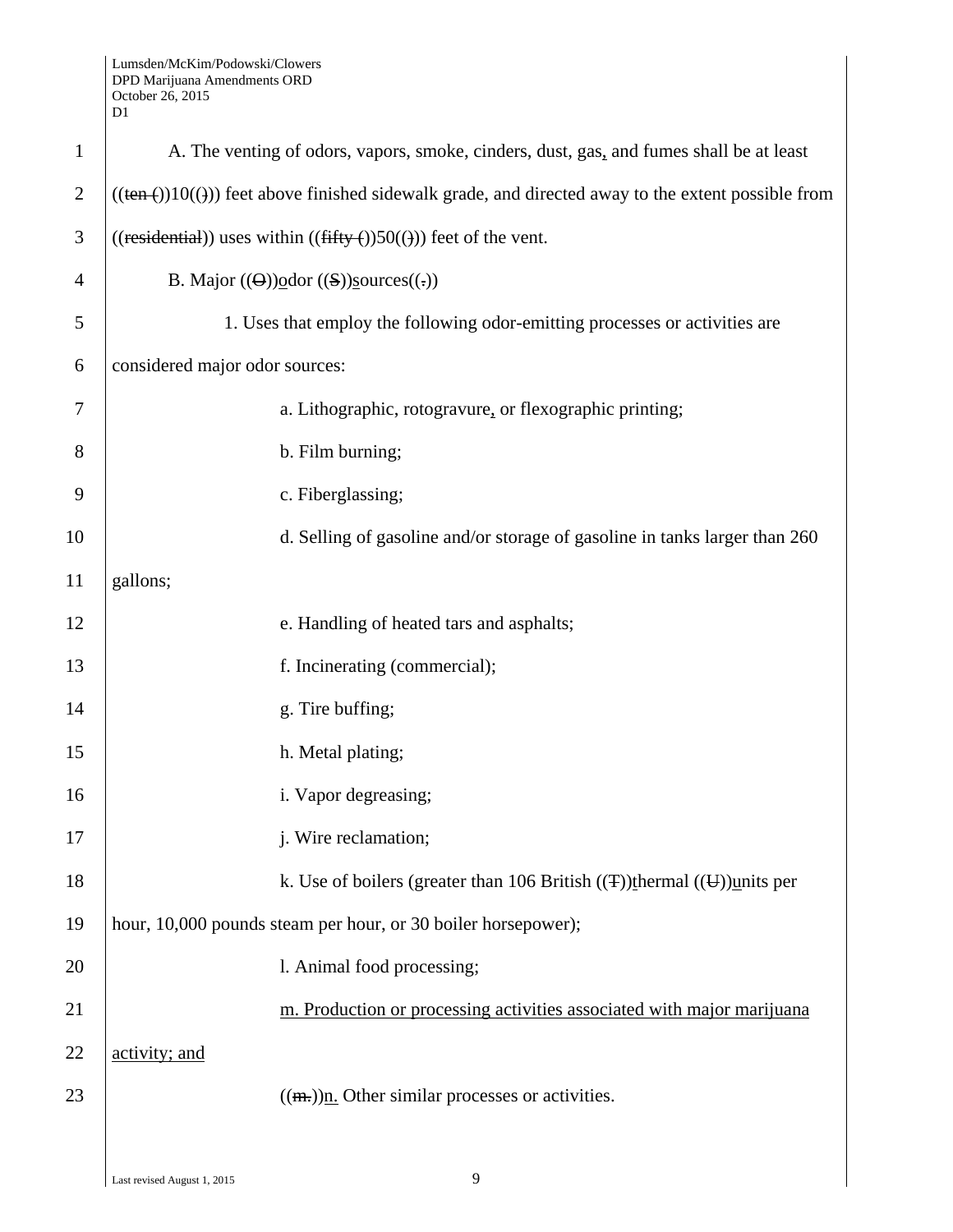A. The venting of odors, vapors, smoke, cinders, dust, gas, and fumes shall be at least ((~~ten (~~))10((~~)~~)) feet above finished sidewalk grade, and directed away to the extent possible from ((~~residential~~)) uses within ((~~fifty (~~))50((~~)~~)) feet of the vent.

B. Major ((~~O~~))odor ((~~S~~))sources((~~.~~))

1. Uses that employ the following odor-emitting processes or activities are considered major odor sources:

a. Lithographic, rotogravure, or flexographic printing;

b. Film burning;

c. Fiberglassing;

d. Selling of gasoline and/or storage of gasoline in tanks larger than 260 gallons;

e. Handling of heated tars and asphalts;

f. Incinerating (commercial);

g. Tire buffing;

h. Metal plating;

i. Vapor degreasing;

j. Wire reclamation;

k. Use of boilers (greater than 106 British ((~~T~~))thermal ((~~U~~))units per hour, 10,000 pounds steam per hour, or 30 boiler horsepower);

l. Animal food processing;

m. Production or processing activities associated with major marijuana activity; and

((~~m.~~))n. Other similar processes or activities.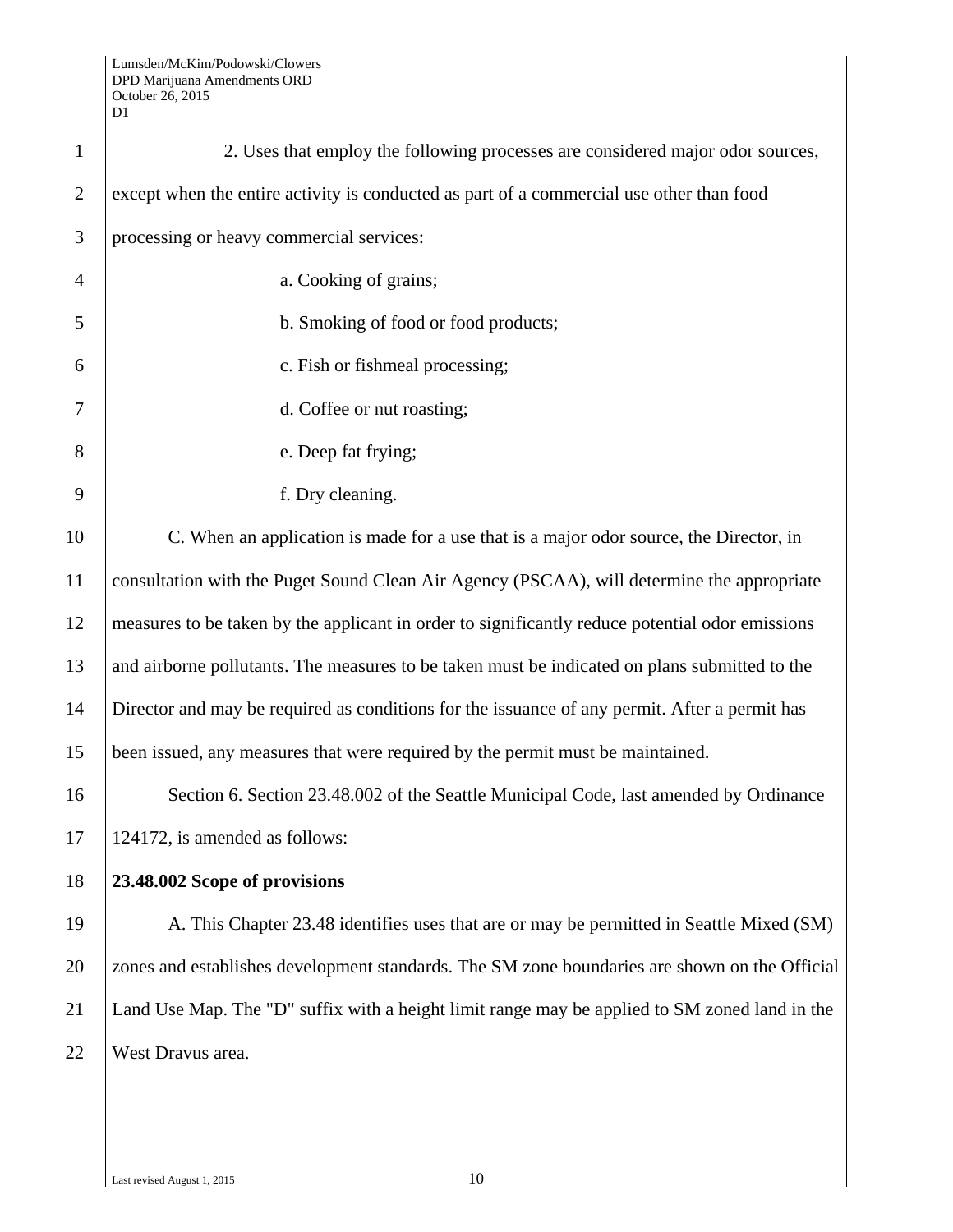2. Uses that employ the following processes are considered major odor sources, except when the entire activity is conducted as part of a commercial use other than food processing or heavy commercial services:

a. Cooking of grains;

b. Smoking of food or food products;

c. Fish or fishmeal processing;

d. Coffee or nut roasting;

e. Deep fat frying;

f. Dry cleaning.

C. When an application is made for a use that is a major odor source, the Director, in consultation with the Puget Sound Clean Air Agency (PSCAA), will determine the appropriate measures to be taken by the applicant in order to significantly reduce potential odor emissions and airborne pollutants. The measures to be taken must be indicated on plans submitted to the Director and may be required as conditions for the issuance of any permit. After a permit has been issued, any measures that were required by the permit must be maintained.

Section 6. Section 23.48.002 of the Seattle Municipal Code, last amended by Ordinance 124172, is amended as follows:

**23.48.002 Scope of provisions**

A. This Chapter 23.48 identifies uses that are or may be permitted in Seattle Mixed (SM) zones and establishes development standards. The SM zone boundaries are shown on the Official Land Use Map. The "D" suffix with a height limit range may be applied to SM zoned land in the West Dravus area.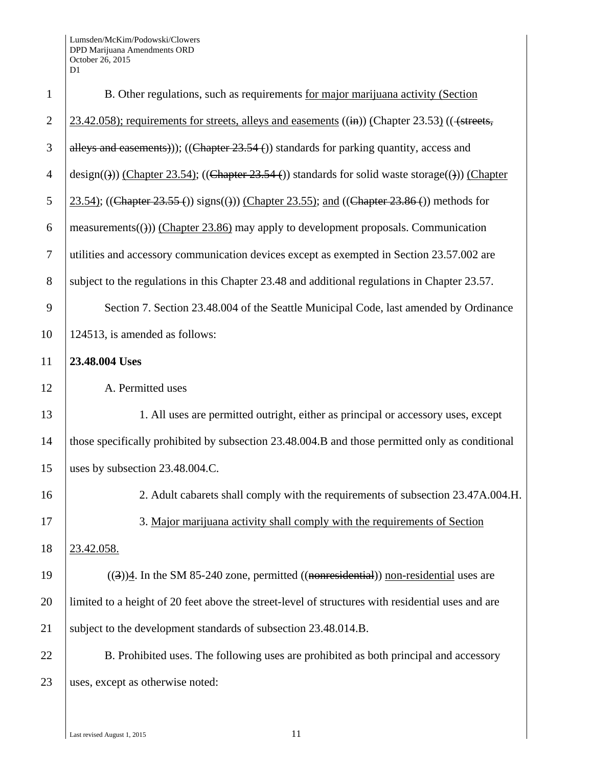B. Other regulations, such as requirements for major marijuana activity (Section 23.42.058); requirements for streets, alleys and easements ((in)) (Chapter 23.53) (( (streets, alleys and easements))); ((Chapter 23.54 ()) standards for parking quantity, access and design(())) (Chapter 23.54); ((Chapter 23.54 ()) standards for solid waste storage(())) (Chapter 23.54); ((Chapter 23.55 ()) signs(())) (Chapter 23.55); and ((Chapter 23.86 ()) methods for measurements(())) (Chapter 23.86) may apply to development proposals. Communication utilities and accessory communication devices except as exempted in Section 23.57.002 are subject to the regulations in this Chapter 23.48 and additional regulations in Chapter 23.57.

Section 7. Section 23.48.004 of the Seattle Municipal Code, last amended by Ordinance 124513, is amended as follows:

**23.48.004 Uses**

A. Permitted uses

1. All uses are permitted outright, either as principal or accessory uses, except those specifically prohibited by subsection 23.48.004.B and those permitted only as conditional uses by subsection 23.48.004.C.

2. Adult cabarets shall comply with the requirements of subsection 23.47A.004.H.

3. Major marijuana activity shall comply with the requirements of Section 23.42.058.

((3))4. In the SM 85-240 zone, permitted ((nonresidential)) non-residential uses are limited to a height of 20 feet above the street-level of structures with residential uses and are subject to the development standards of subsection 23.48.014.B.

B. Prohibited uses. The following uses are prohibited as both principal and accessory uses, except as otherwise noted: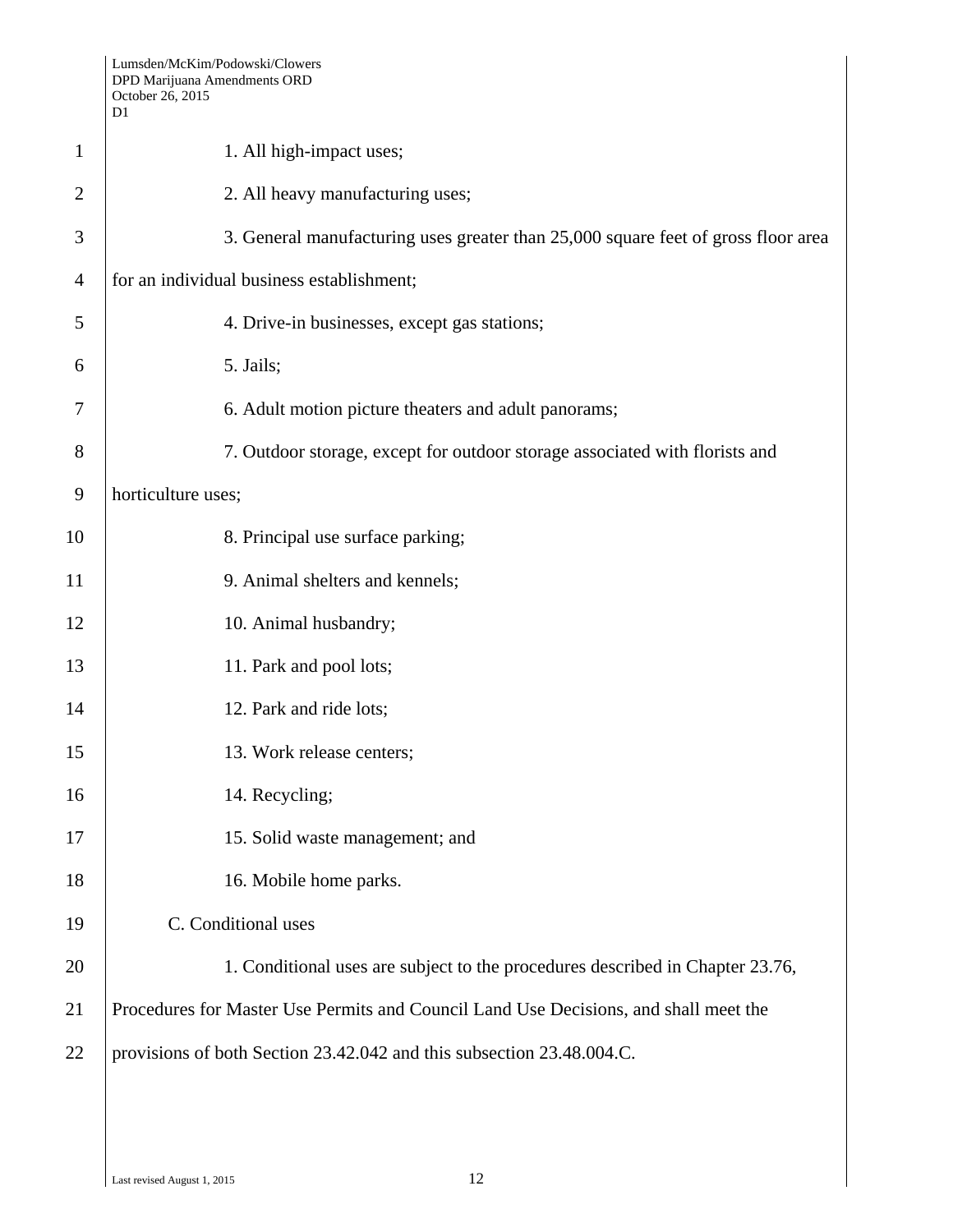1. All high-impact uses;

2. All heavy manufacturing uses;

3. General manufacturing uses greater than 25,000 square feet of gross floor area for an individual business establishment;

4. Drive-in businesses, except gas stations;

5. Jails;

6. Adult motion picture theaters and adult panorams;

7. Outdoor storage, except for outdoor storage associated with florists and horticulture uses;

8. Principal use surface parking;

9. Animal shelters and kennels;

10. Animal husbandry;

11. Park and pool lots;

12. Park and ride lots;

13. Work release centers;

14. Recycling;

15. Solid waste management; and

16. Mobile home parks.

C. Conditional uses

1. Conditional uses are subject to the procedures described in Chapter 23.76, Procedures for Master Use Permits and Council Land Use Decisions, and shall meet the provisions of both Section 23.42.042 and this subsection 23.48.004.C.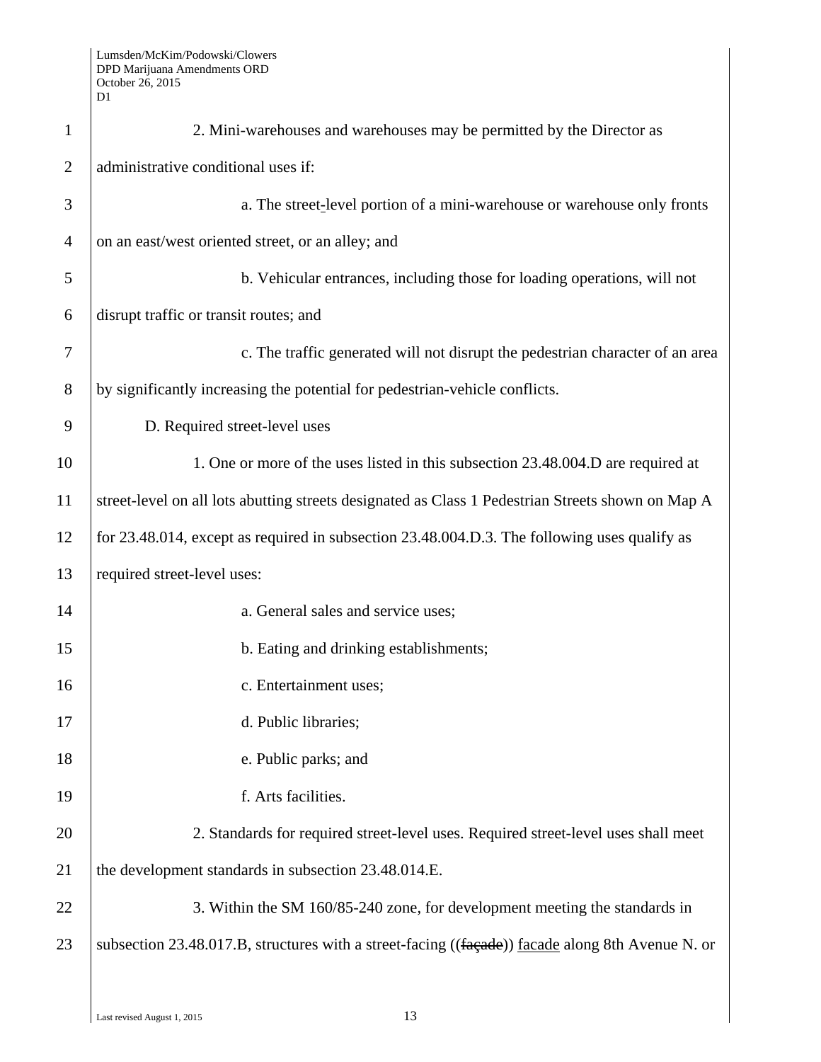2. Mini-warehouses and warehouses may be permitted by the Director as administrative conditional uses if:

a. The street-level portion of a mini-warehouse or warehouse only fronts on an east/west oriented street, or an alley; and

b. Vehicular entrances, including those for loading operations, will not disrupt traffic or transit routes; and

c. The traffic generated will not disrupt the pedestrian character of an area by significantly increasing the potential for pedestrian-vehicle conflicts.

D. Required street-level uses

1. One or more of the uses listed in this subsection 23.48.004.D are required at street-level on all lots abutting streets designated as Class 1 Pedestrian Streets shown on Map A for 23.48.014, except as required in subsection 23.48.004.D.3. The following uses qualify as required street-level uses:

a. General sales and service uses;

b. Eating and drinking establishments;

c. Entertainment uses;

d. Public libraries;

e. Public parks; and

f. Arts facilities.

2. Standards for required street-level uses. Required street-level uses shall meet the development standards in subsection 23.48.014.E.

3. Within the SM 160/85-240 zone, for development meeting the standards in subsection 23.48.017.B, structures with a street-facing ((~~façade~~)) <u>facade</u> along 8th Avenue N. or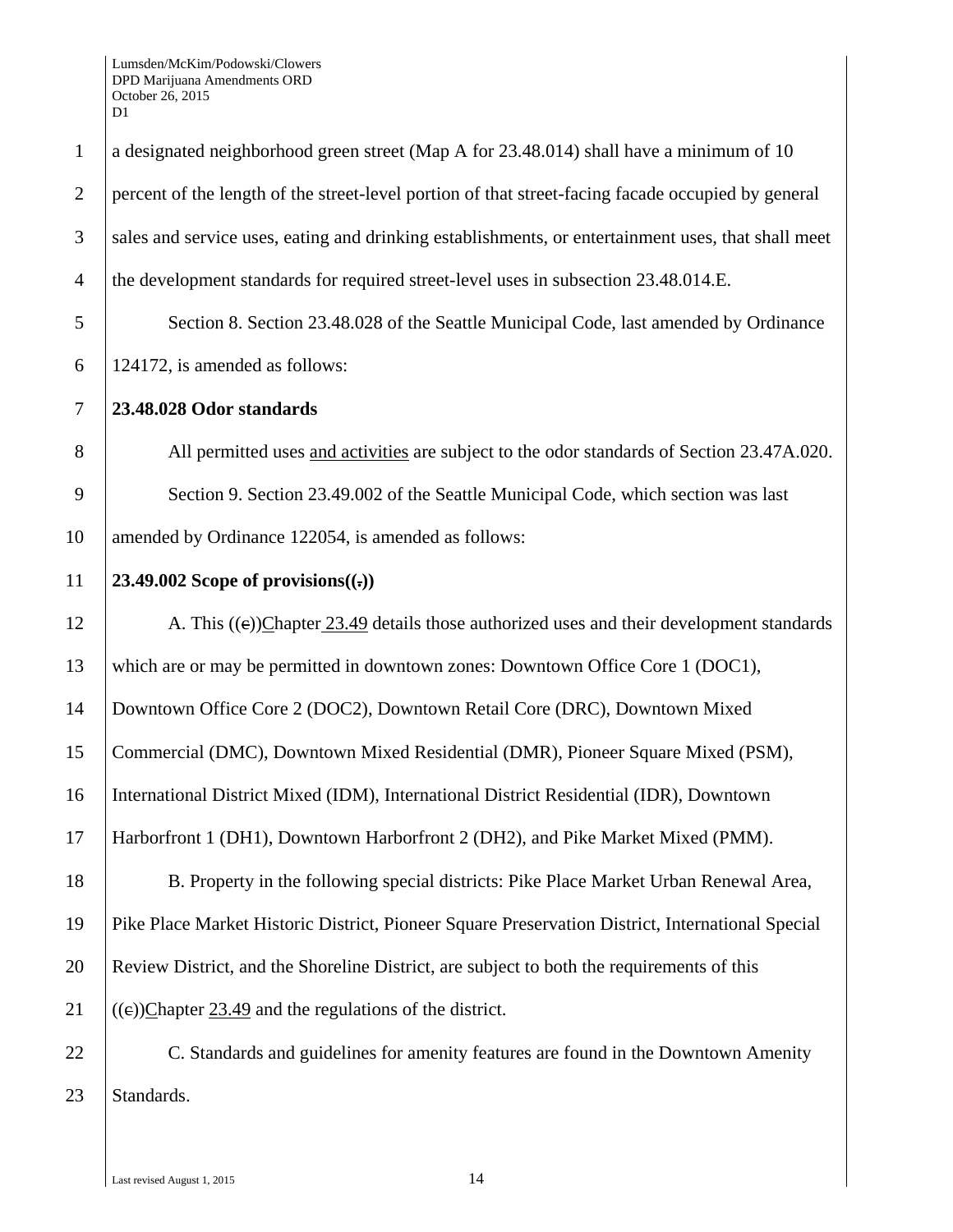a designated neighborhood green street (Map A for 23.48.014) shall have a minimum of 10 percent of the length of the street-level portion of that street-facing facade occupied by general sales and service uses, eating and drinking establishments, or entertainment uses, that shall meet the development standards for required street-level uses in subsection 23.48.014.E.

Section 8. Section 23.48.028 of the Seattle Municipal Code, last amended by Ordinance 124172, is amended as follows:

**23.48.028 Odor standards**

All permitted uses and activities are subject to the odor standards of Section 23.47A.020.

Section 9. Section 23.49.002 of the Seattle Municipal Code, which section was last amended by Ordinance 122054, is amended as follows:

**23.49.002 Scope of provisions((.))**

A. This ((c))Chapter 23.49 details those authorized uses and their development standards which are or may be permitted in downtown zones: Downtown Office Core 1 (DOC1), Downtown Office Core 2 (DOC2), Downtown Retail Core (DRC), Downtown Mixed Commercial (DMC), Downtown Mixed Residential (DMR), Pioneer Square Mixed (PSM), International District Mixed (IDM), International District Residential (IDR), Downtown Harborfront 1 (DH1), Downtown Harborfront 2 (DH2), and Pike Market Mixed (PMM).

B. Property in the following special districts: Pike Place Market Urban Renewal Area, Pike Place Market Historic District, Pioneer Square Preservation District, International Special Review District, and the Shoreline District, are subject to both the requirements of this ((c))Chapter 23.49 and the regulations of the district.

C. Standards and guidelines for amenity features are found in the Downtown Amenity Standards.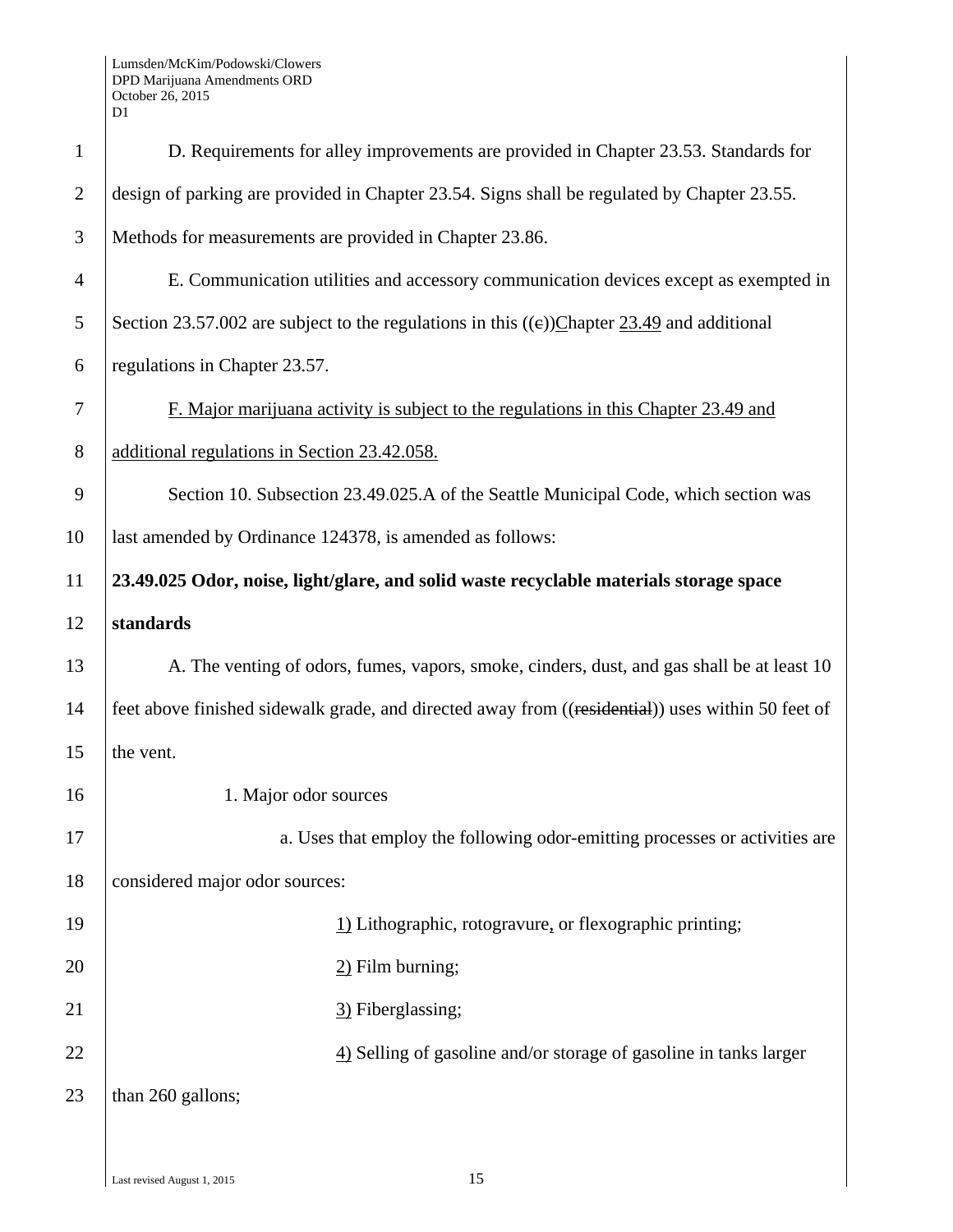D. Requirements for alley improvements are provided in Chapter 23.53. Standards for design of parking are provided in Chapter 23.54. Signs shall be regulated by Chapter 23.55. Methods for measurements are provided in Chapter 23.86.

E. Communication utilities and accessory communication devices except as exempted in Section 23.57.002 are subject to the regulations in this ((~~c~~))<u>C</u>hapter <u>23.49</u> and additional regulations in Chapter 23.57.

<u>F. Major marijuana activity is subject to the regulations in this Chapter 23.49 and additional regulations in Section 23.42.058.</u>

Section 10. Subsection 23.49.025.A of the Seattle Municipal Code, which section was last amended by Ordinance 124378, is amended as follows:

**23.49.025 Odor, noise, light/glare, and solid waste recyclable materials storage space standards**

A. The venting of odors, fumes, vapors, smoke, cinders, dust, and gas shall be at least 10 feet above finished sidewalk grade, and directed away from ((~~residential~~)) uses within 50 feet of the vent.

1. Major odor sources

a. Uses that employ the following odor-emitting processes or activities are considered major odor sources:

<u>1)</u> Lithographic, rotogravure<u>,</u> or flexographic printing;

<u>2)</u> Film burning;

<u>3)</u> Fiberglassing;

<u>4)</u> Selling of gasoline and/or storage of gasoline in tanks larger than 260 gallons;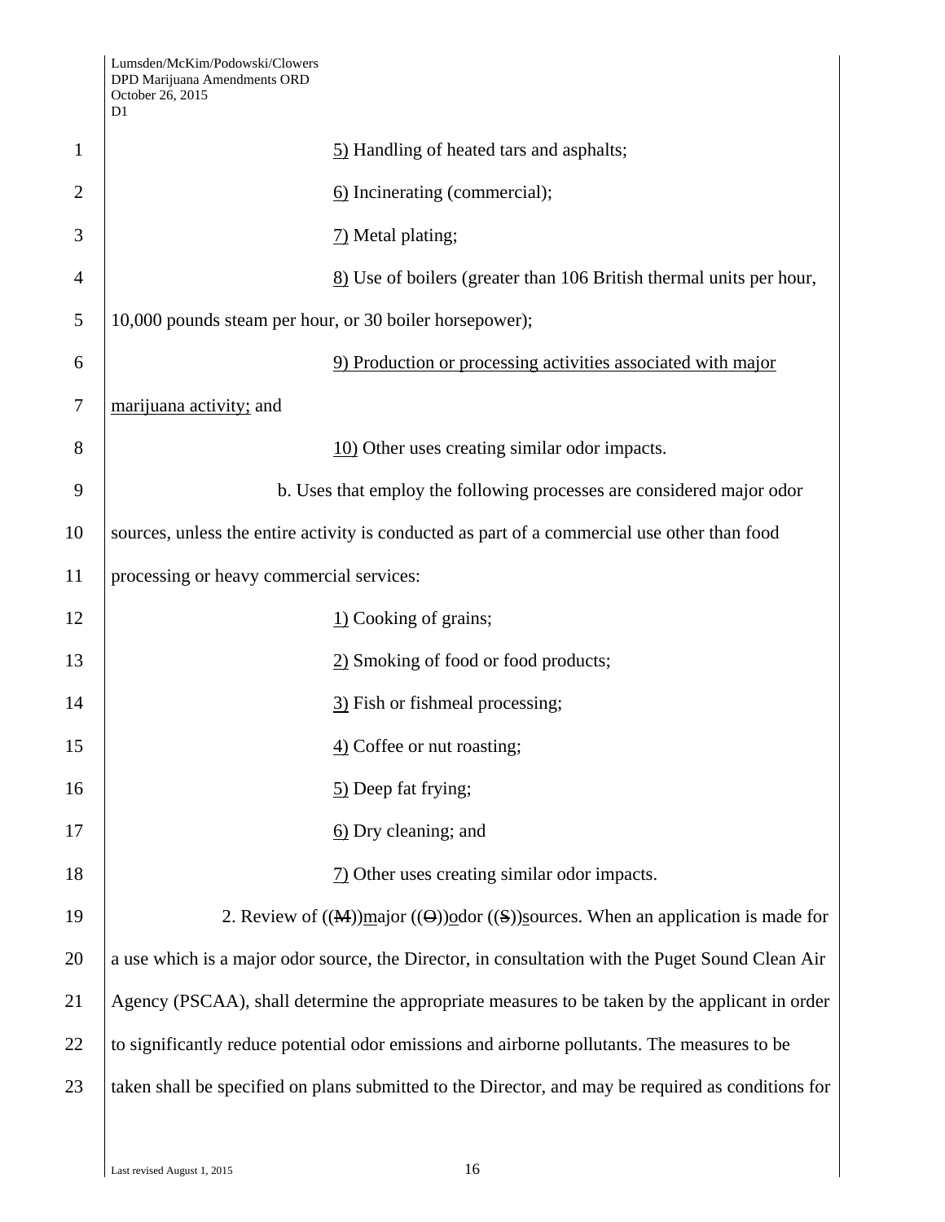5) Handling of heated tars and asphalts;

6) Incinerating (commercial);

7) Metal plating;

8) Use of boilers (greater than 106 British thermal units per hour, 10,000 pounds steam per hour, or 30 boiler horsepower);

9) Production or processing activities associated with major marijuana activity; and

10) Other uses creating similar odor impacts.

b. Uses that employ the following processes are considered major odor sources, unless the entire activity is conducted as part of a commercial use other than food processing or heavy commercial services:

1) Cooking of grains;

2) Smoking of food or food products;

3) Fish or fishmeal processing;

4) Coffee or nut roasting;

5) Deep fat frying;

6) Dry cleaning; and

7) Other uses creating similar odor impacts.

2. Review of ((M))major ((O))odor ((S))sources. When an application is made for a use which is a major odor source, the Director, in consultation with the Puget Sound Clean Air Agency (PSCAA), shall determine the appropriate measures to be taken by the applicant in order to significantly reduce potential odor emissions and airborne pollutants. The measures to be taken shall be specified on plans submitted to the Director, and may be required as conditions for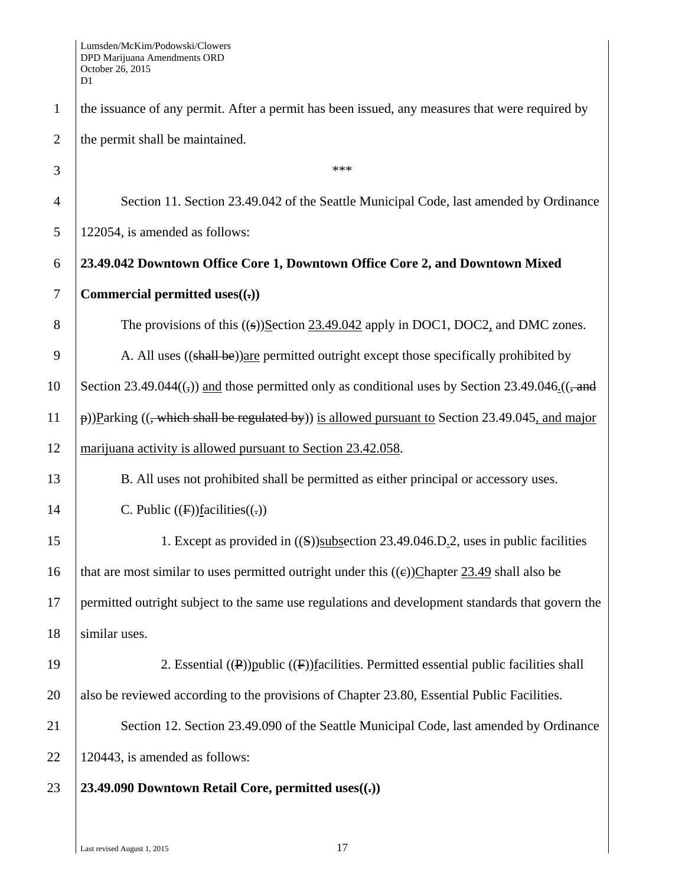the issuance of any permit. After a permit has been issued, any measures that were required by the permit shall be maintained.

\*\*\*

Section 11. Section 23.49.042 of the Seattle Municipal Code, last amended by Ordinance 122054, is amended as follows:

**23.49.042 Downtown Office Core 1, Downtown Office Core 2, and Downtown Mixed Commercial permitted uses((.))**

The provisions of this ((s))Section 23.49.042 apply in DOC1, DOC2, and DMC zones.

A. All uses ((shall be))are permitted outright except those specifically prohibited by Section 23.49.044((,)) and those permitted only as conditional uses by Section 23.49.046.((, and p))Parking ((, which shall be regulated by)) is allowed pursuant to Section 23.49.045, and major marijuana activity is allowed pursuant to Section 23.42.058.

B. All uses not prohibited shall be permitted as either principal or accessory uses.

C. Public ((F))facilities((.))

1. Except as provided in ((S))subsection 23.49.046.D.2, uses in public facilities that are most similar to uses permitted outright under this ((c))Chapter 23.49 shall also be permitted outright subject to the same use regulations and development standards that govern the similar uses.

2. Essential ((P))public ((F))facilities. Permitted essential public facilities shall also be reviewed according to the provisions of Chapter 23.80, Essential Public Facilities.

Section 12. Section 23.49.090 of the Seattle Municipal Code, last amended by Ordinance 120443, is amended as follows:

**23.49.090 Downtown Retail Core, permitted uses((.))**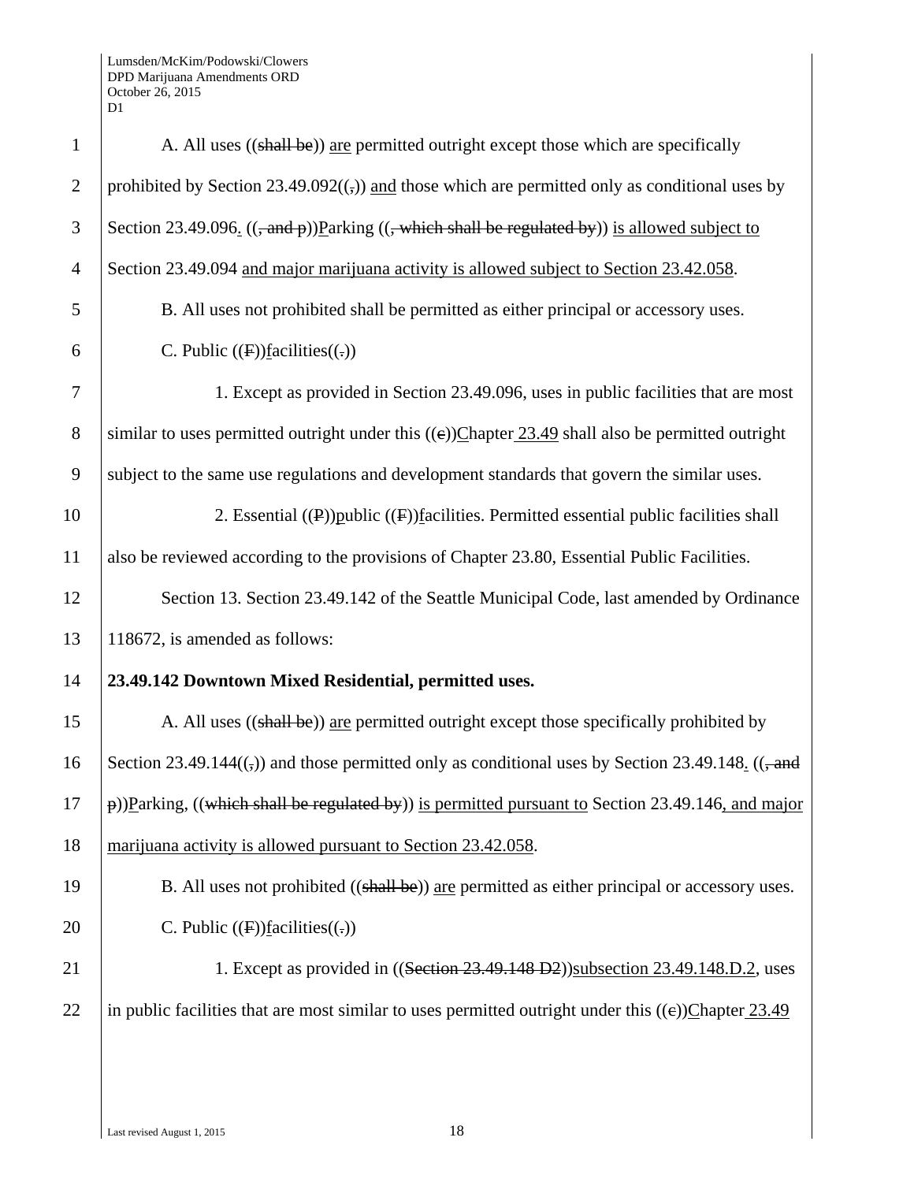A. All uses ((shall be)) are permitted outright except those which are specifically prohibited by Section 23.49.092((,)) and those which are permitted only as conditional uses by Section 23.49.096. ((, and p))Parking ((, which shall be regulated by)) is allowed subject to Section 23.49.094 and major marijuana activity is allowed subject to Section 23.42.058.

B. All uses not prohibited shall be permitted as either principal or accessory uses.

C. Public ((F))facilities((.))

1. Except as provided in Section 23.49.096, uses in public facilities that are most similar to uses permitted outright under this ((c))Chapter 23.49 shall also be permitted outright subject to the same use regulations and development standards that govern the similar uses.

2. Essential ((P))public ((F))facilities. Permitted essential public facilities shall also be reviewed according to the provisions of Chapter 23.80, Essential Public Facilities.

Section 13. Section 23.49.142 of the Seattle Municipal Code, last amended by Ordinance 118672, is amended as follows:

**23.49.142 Downtown Mixed Residential, permitted uses.**

A. All uses ((shall be)) are permitted outright except those specifically prohibited by Section 23.49.144((,)) and those permitted only as conditional uses by Section 23.49.148. ((, and p))Parking, ((which shall be regulated by)) is permitted pursuant to Section 23.49.146, and major marijuana activity is allowed pursuant to Section 23.42.058.

B. All uses not prohibited ((shall be)) are permitted as either principal or accessory uses.

C. Public ((F))facilities((.))

1. Except as provided in ((Section 23.49.148 D2))subsection 23.49.148.D.2, uses in public facilities that are most similar to uses permitted outright under this ((c))Chapter 23.49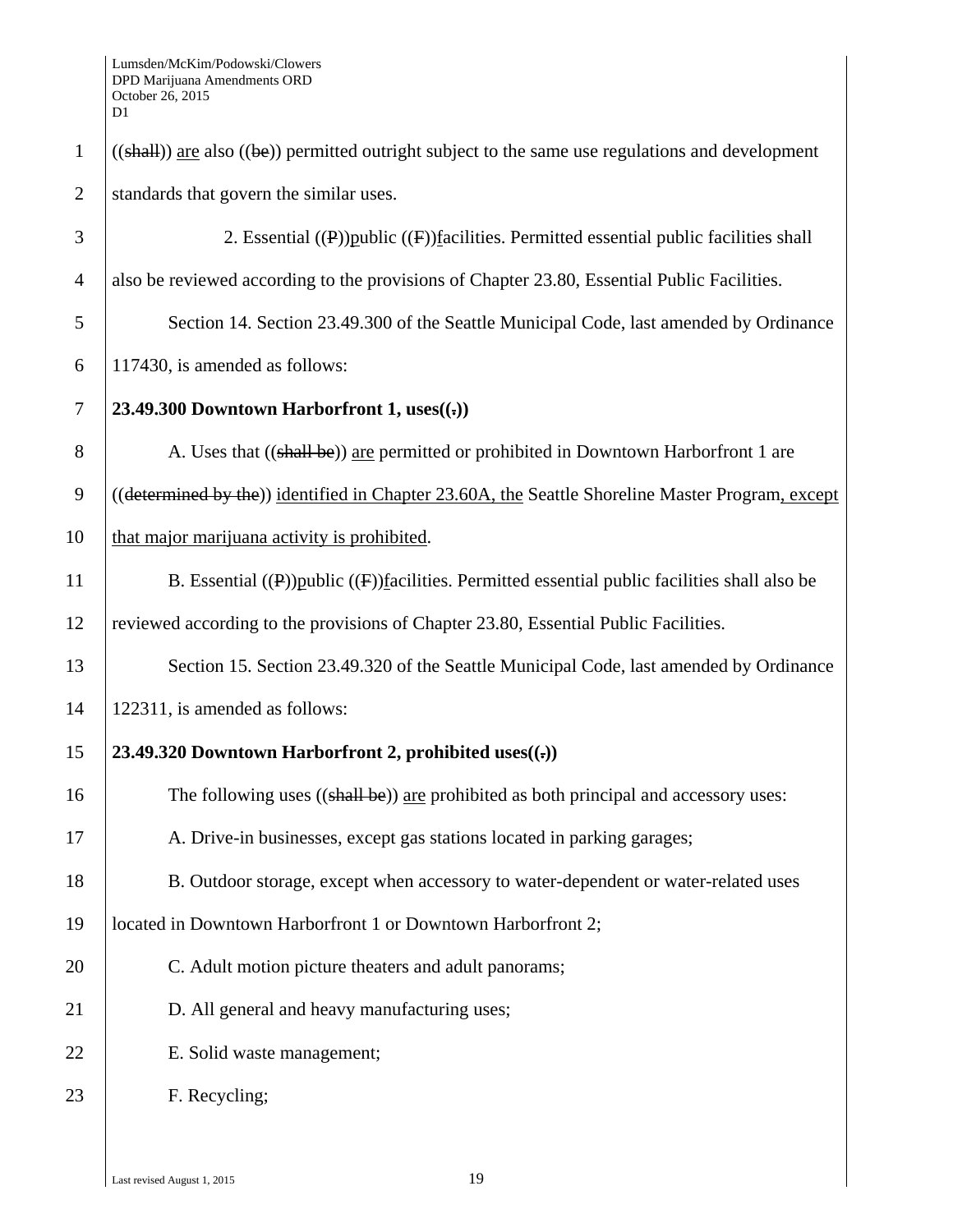((~~shall~~)) are also ((~~be~~)) permitted outright subject to the same use regulations and development standards that govern the similar uses.

2. Essential ((~~P~~))public ((~~F~~))facilities. Permitted essential public facilities shall also be reviewed according to the provisions of Chapter 23.80, Essential Public Facilities.

Section 14. Section 23.49.300 of the Seattle Municipal Code, last amended by Ordinance 117430, is amended as follows:

**23.49.300 Downtown Harborfront 1, uses((~~.~~))**

A. Uses that ((~~shall be~~)) are permitted or prohibited in Downtown Harborfront 1 are ((~~determined by the~~)) identified in Chapter 23.60A, the Seattle Shoreline Master Program, except that major marijuana activity is prohibited.

B. Essential ((~~P~~))public ((~~F~~))facilities. Permitted essential public facilities shall also be reviewed according to the provisions of Chapter 23.80, Essential Public Facilities.

Section 15. Section 23.49.320 of the Seattle Municipal Code, last amended by Ordinance 122311, is amended as follows:

**23.49.320 Downtown Harborfront 2, prohibited uses((~~.~~))**

The following uses ((~~shall be~~)) are prohibited as both principal and accessory uses:

A. Drive-in businesses, except gas stations located in parking garages;

B. Outdoor storage, except when accessory to water-dependent or water-related uses located in Downtown Harborfront 1 or Downtown Harborfront 2;

C. Adult motion picture theaters and adult panorams;

D. All general and heavy manufacturing uses;

E. Solid waste management;

F. Recycling;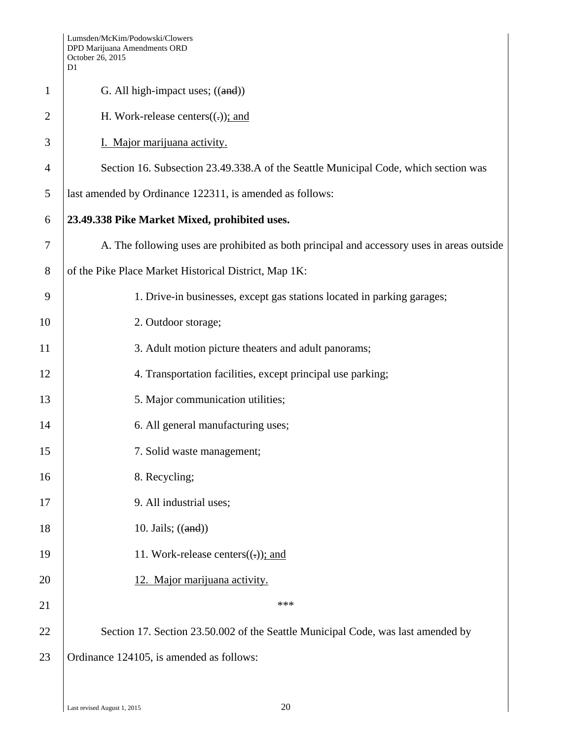G. All high-impact uses; ((~~and~~))

H. Work-release centers((~~.~~)); and

I. Major marijuana activity.

Section 16. Subsection 23.49.338.A of the Seattle Municipal Code, which section was last amended by Ordinance 122311, is amended as follows:

**23.49.338 Pike Market Mixed, prohibited uses.**

A. The following uses are prohibited as both principal and accessory uses in areas outside of the Pike Place Market Historical District, Map 1K:

1. Drive-in businesses, except gas stations located in parking garages;
2. Outdoor storage;
3. Adult motion picture theaters and adult panorams;
4. Transportation facilities, except principal use parking;
5. Major communication utilities;
6. All general manufacturing uses;
7. Solid waste management;
8. Recycling;
9. All industrial uses;
10. Jails; ((~~and~~))
11. Work-release centers((~~.~~)); and
12. Major marijuana activity.

\*\*\*

Section 17. Section 23.50.002 of the Seattle Municipal Code, was last amended by Ordinance 124105, is amended as follows: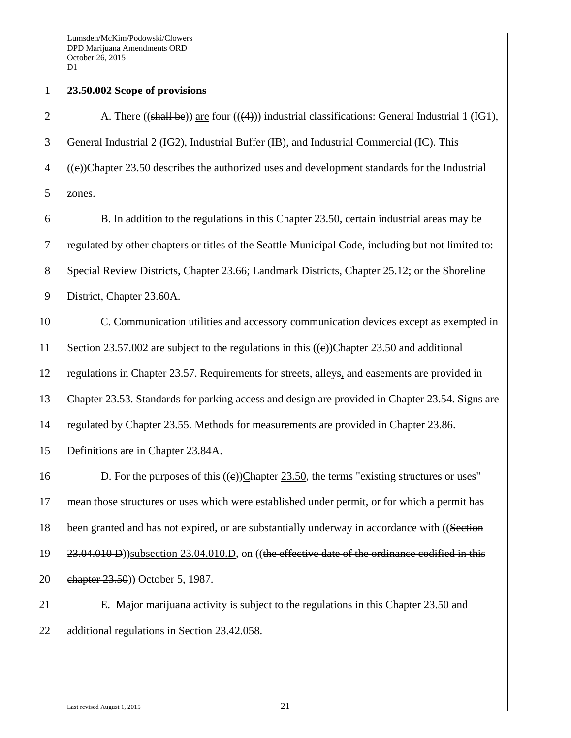**23.50.002 Scope of provisions**

A. There ((~~shall be~~)) <u>are</u> four (((~~4~~))) industrial classifications: General Industrial 1 (IG1), General Industrial 2 (IG2), Industrial Buffer (IB), and Industrial Commercial (IC). This ((~~c~~))<u>C</u>hapter <u>23.50</u> describes the authorized uses and development standards for the Industrial zones.

B. In addition to the regulations in this Chapter 23.50, certain industrial areas may be regulated by other chapters or titles of the Seattle Municipal Code, including but not limited to: Special Review Districts, Chapter 23.66; Landmark Districts, Chapter 25.12; or the Shoreline District, Chapter 23.60A.

C. Communication utilities and accessory communication devices except as exempted in Section 23.57.002 are subject to the regulations in this ((~~c~~))<u>C</u>hapter <u>23.50</u> and additional regulations in Chapter 23.57. Requirements for streets, alleys<u>,</u> and easements are provided in Chapter 23.53. Standards for parking access and design are provided in Chapter 23.54. Signs are regulated by Chapter 23.55. Methods for measurements are provided in Chapter 23.86. Definitions are in Chapter 23.84A.

D. For the purposes of this ((~~c~~))<u>C</u>hapter <u>23.50</u>, the terms "existing structures or uses" mean those structures or uses which were established under permit, or for which a permit has been granted and has not expired, or are substantially underway in accordance with ((~~Section 23.04.010 D~~))<u>subsection 23.04.010.D</u>, on ((~~the effective date of the ordinance codified in this chapter 23.50~~)) <u>October 5, 1987</u>.

<u>E. Major marijuana activity is subject to the regulations in this Chapter 23.50 and additional regulations in Section 23.42.058.</u>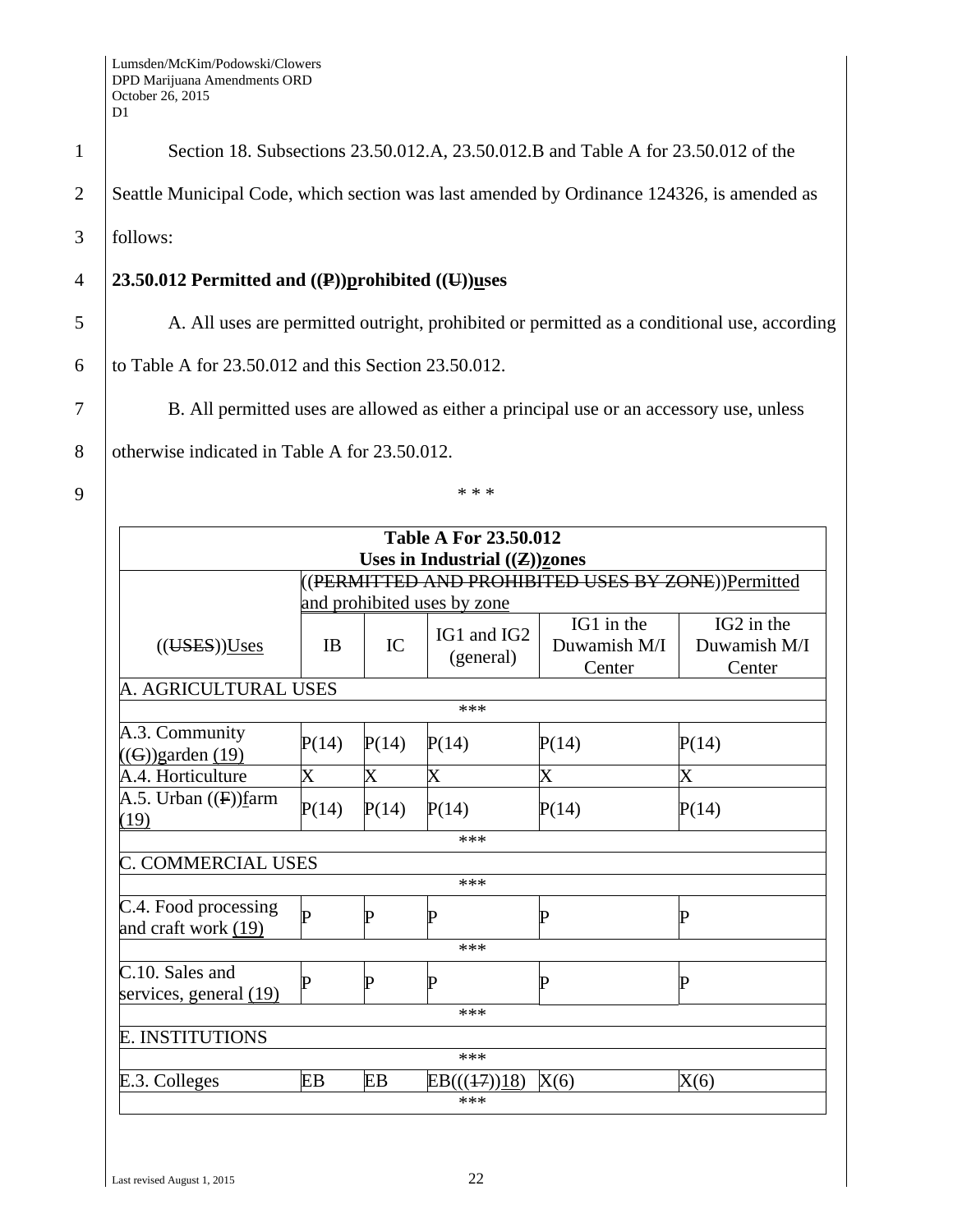Section 18. Subsections 23.50.012.A, 23.50.012.B and Table A for 23.50.012 of the Seattle Municipal Code, which section was last amended by Ordinance 124326, is amended as follows:

**23.50.012 Permitted and ((P))prohibited ((U))uses**

A. All uses are permitted outright, prohibited or permitted as a conditional use, according to Table A for 23.50.012 and this Section 23.50.012.

B. All permitted uses are allowed as either a principal use or an accessory use, unless otherwise indicated in Table A for 23.50.012.

\* \* \*

| Table A For 23.50.012 Uses in Industrial ((Z))zones | | | | | |
|---|---|---|---|---|---|
| | ((PERMITTED AND PROHIBITED USES BY ZONE))Permitted and prohibited uses by zone | | | | |
| ((USES))Uses | IB | IC | IG1 and IG2 (general) | IG1 in the Duwamish M/I Center | IG2 in the Duwamish M/I Center |
| A. AGRICULTURAL USES | | | | | |
| *** | | | | | |
| A.3. Community ((G))garden (19) | P(14) | P(14) | P(14) | P(14) | P(14) |
| A.4. Horticulture | X | X | X | X | X |
| A.5. Urban ((F))farm (19) | P(14) | P(14) | P(14) | P(14) | P(14) |
| *** | | | | | |
| C. COMMERCIAL USES | | | | | |
| *** | | | | | |
| C.4. Food processing and craft work (19) | P | P | P | P | P |
| *** | | | | | |
| C.10. Sales and services, general (19) | P | P | P | P | P |
| *** | | | | | |
| E. INSTITUTIONS | | | | | |
| *** | | | | | |
| E.3. Colleges | EB | EB | EB(((17))18) | X(6) | X(6) |
| *** | | | | | |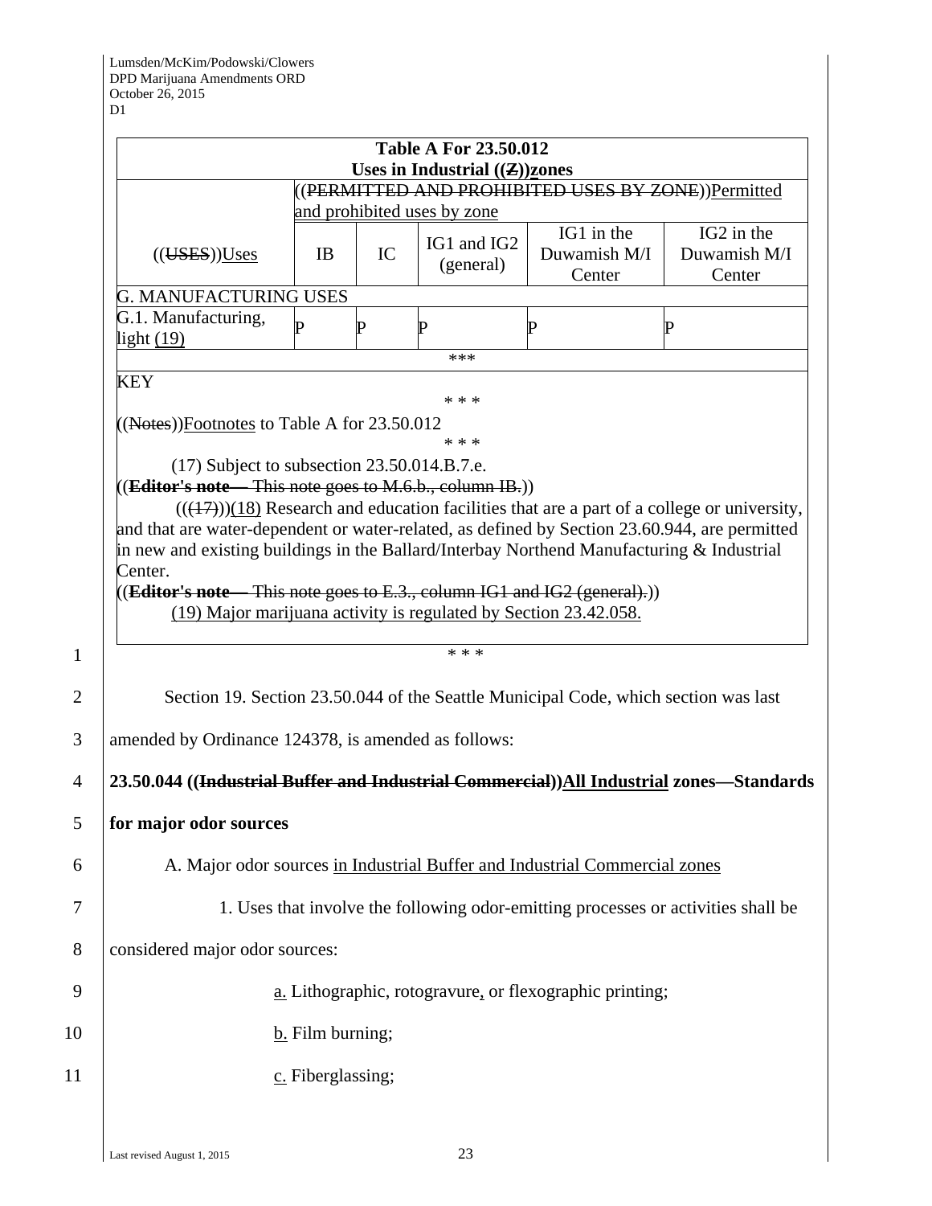| Table A For 23.50.012 Uses in Industrial ((Z))zones | | | | | |
|---|---|---|---|---|---|
| | ((PERMITTED AND PROHIBITED USES BY ZONE))Permitted and prohibited uses by zone | | | | |
| ((USES))Uses | IB | IC | IG1 and IG2 (general) | IG1 in the Duwamish M/I Center | IG2 in the Duwamish M/I Center |
| G. MANUFACTURING USES | | | | | |
| G.1. Manufacturing, light (19) | P | P | P | P | P |
| *** | | | | | |
| KEY | | | | | |
| * * * | | | | | |
| ((Notes))Footnotes to Table A for 23.50.012 | | | | | |
| * * * | | | | | |
| (17) Subject to subsection 23.50.014.B.7.e. ((**Editor's note**— This note goes to M.6.b., column IB.)) (((17)))(18) Research and education facilities that are a part of a college or university, and that are water-dependent or water-related, as defined by Section 23.60.944, are permitted in new and existing buildings in the Ballard/Interbay Northend Manufacturing & Industrial Center. ((**Editor's note**— This note goes to E.3., column IG1 and IG2 (general).)) (19) Major marijuana activity is regulated by Section 23.42.058. | | | | | |

* * *

Section 19. Section 23.50.044 of the Seattle Municipal Code, which section was last amended by Ordinance 124378, is amended as follows:

**23.50.044 ((Industrial Buffer and Industrial Commercial))All Industrial zones—Standards for major odor sources**

A. Major odor sources in Industrial Buffer and Industrial Commercial zones

1. Uses that involve the following odor-emitting processes or activities shall be considered major odor sources:

a. Lithographic, rotogravure, or flexographic printing;

b. Film burning;

c. Fiberglassing;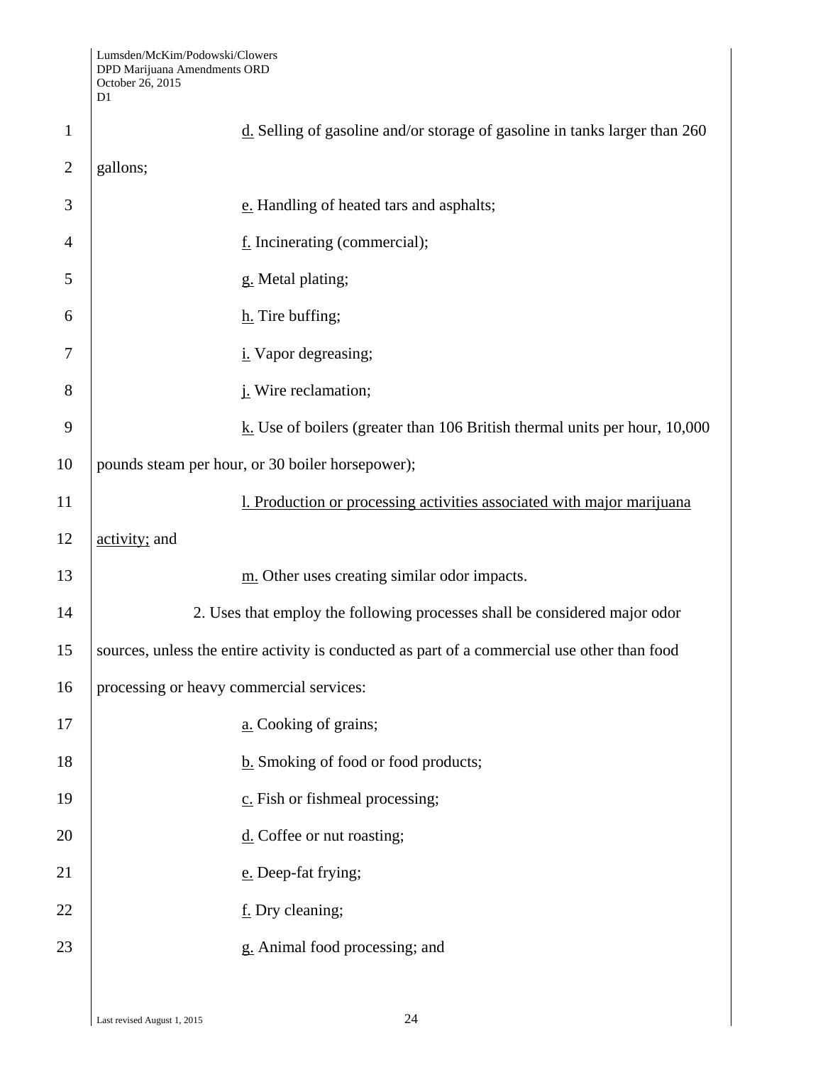d. Selling of gasoline and/or storage of gasoline in tanks larger than 260 gallons;

e. Handling of heated tars and asphalts;

f. Incinerating (commercial);

g. Metal plating;

h. Tire buffing;

i. Vapor degreasing;

j. Wire reclamation;

k. Use of boilers (greater than 106 British thermal units per hour, 10,000 pounds steam per hour, or 30 boiler horsepower);

l. Production or processing activities associated with major marijuana activity; and

m. Other uses creating similar odor impacts.

2. Uses that employ the following processes shall be considered major odor sources, unless the entire activity is conducted as part of a commercial use other than food processing or heavy commercial services:

a. Cooking of grains;

b. Smoking of food or food products;

c. Fish or fishmeal processing;

d. Coffee or nut roasting;

e. Deep-fat frying;

f. Dry cleaning;

g. Animal food processing; and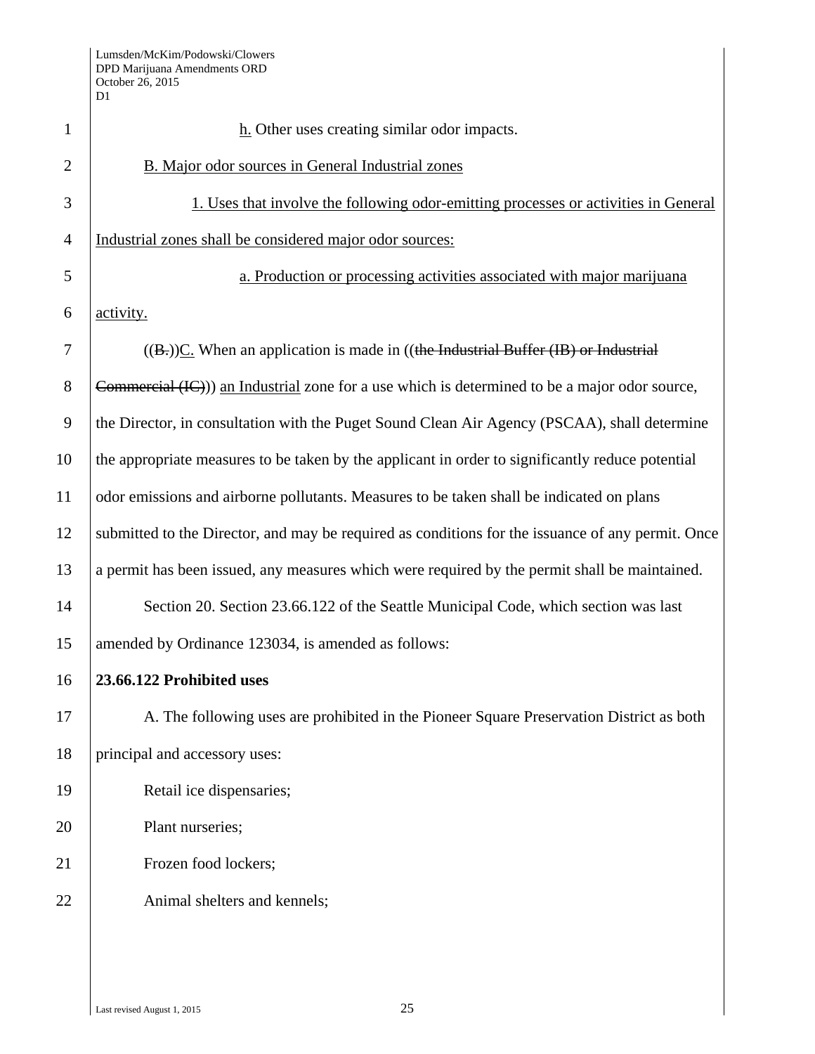h. Other uses creating similar odor impacts.

B. Major odor sources in General Industrial zones

1. Uses that involve the following odor-emitting processes or activities in General Industrial zones shall be considered major odor sources:

a. Production or processing activities associated with major marijuana activity.

((B.))C. When an application is made in ((~~the Industrial Buffer (IB) or Industrial Commercial (IC)~~)) an Industrial zone for a use which is determined to be a major odor source, the Director, in consultation with the Puget Sound Clean Air Agency (PSCAA), shall determine the appropriate measures to be taken by the applicant in order to significantly reduce potential odor emissions and airborne pollutants. Measures to be taken shall be indicated on plans submitted to the Director, and may be required as conditions for the issuance of any permit. Once a permit has been issued, any measures which were required by the permit shall be maintained.

Section 20. Section 23.66.122 of the Seattle Municipal Code, which section was last amended by Ordinance 123034, is amended as follows:

**23.66.122 Prohibited uses**

A. The following uses are prohibited in the Pioneer Square Preservation District as both principal and accessory uses:

Retail ice dispensaries;

Plant nurseries;

Frozen food lockers;

Animal shelters and kennels;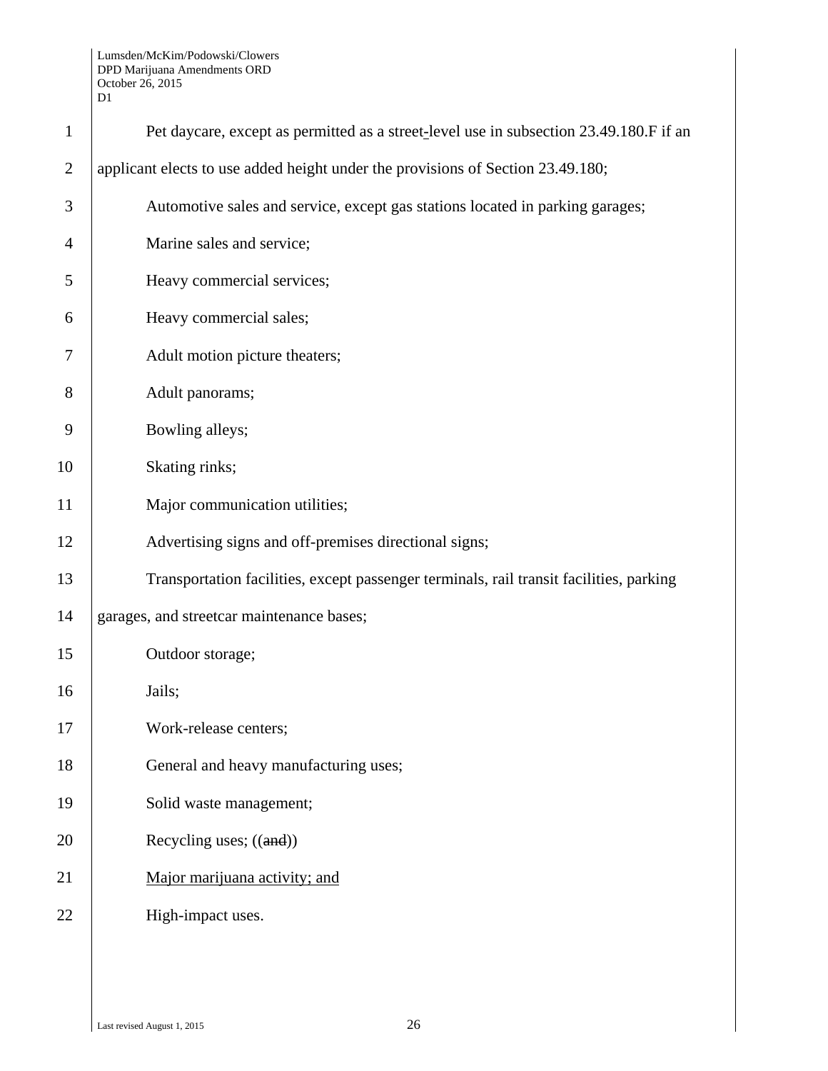Pet daycare, except as permitted as a street-level use in subsection 23.49.180.F if an applicant elects to use added height under the provisions of Section 23.49.180;

Automotive sales and service, except gas stations located in parking garages;

Marine sales and service;

Heavy commercial services;

Heavy commercial sales;

Adult motion picture theaters;

Adult panorams;

Bowling alleys;

Skating rinks;

Major communication utilities;

Advertising signs and off-premises directional signs;

Transportation facilities, except passenger terminals, rail transit facilities, parking garages, and streetcar maintenance bases;

Outdoor storage;

Jails;

Work-release centers;

General and heavy manufacturing uses;

Solid waste management;

Recycling uses; ((~~and~~))

<u>Major marijuana activity; and</u>

High-impact uses.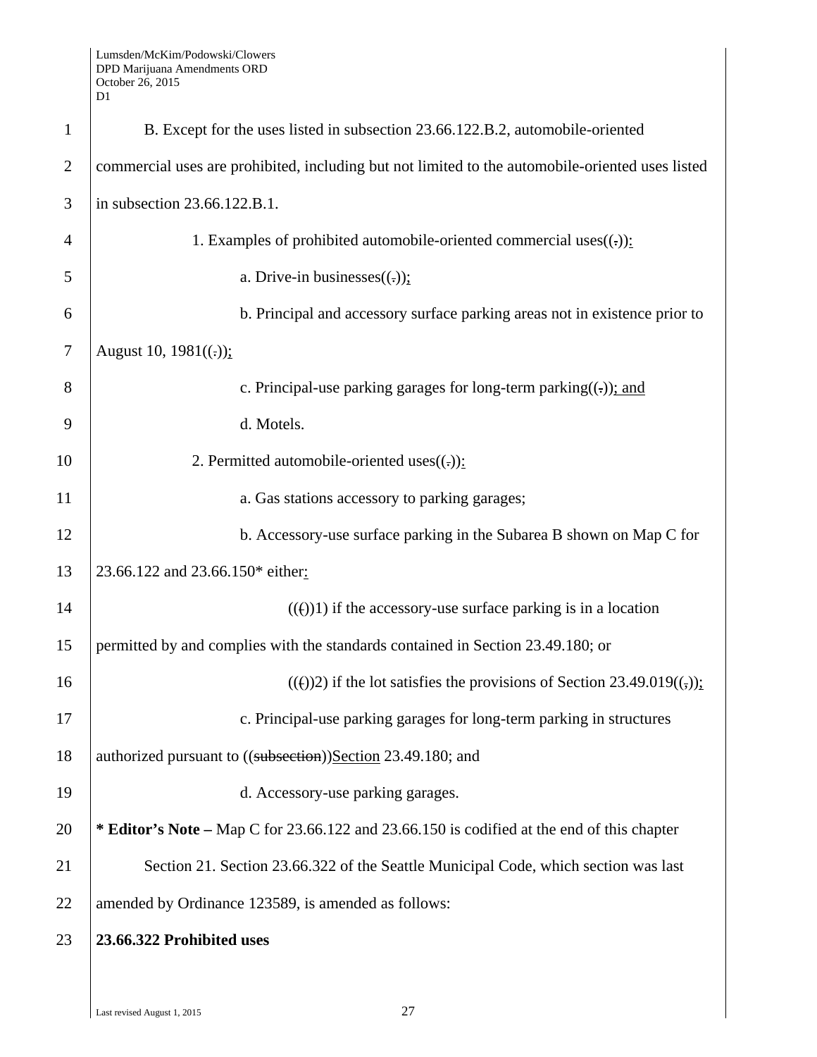B. Except for the uses listed in subsection 23.66.122.B.2, automobile-oriented commercial uses are prohibited, including but not limited to the automobile-oriented uses listed in subsection 23.66.122.B.1.

1. Examples of prohibited automobile-oriented commercial uses((.)):

a. Drive-in businesses((.));

b. Principal and accessory surface parking areas not in existence prior to August 10, 1981((.));

c. Principal-use parking garages for long-term parking((.)); and

d. Motels.

2. Permitted automobile-oriented uses((.)):

a. Gas stations accessory to parking garages;

b. Accessory-use surface parking in the Subarea B shown on Map C for 23.66.122 and 23.66.150* either:

((()))1) if the accessory-use surface parking is in a location permitted by and complies with the standards contained in Section 23.49.180; or

((()))2) if the lot satisfies the provisions of Section 23.49.019((,));

c. Principal-use parking garages for long-term parking in structures authorized pursuant to ((subsection))Section 23.49.180; and

d. Accessory-use parking garages.

**\* Editor's Note –** Map C for 23.66.122 and 23.66.150 is codified at the end of this chapter

Section 21. Section 23.66.322 of the Seattle Municipal Code, which section was last amended by Ordinance 123589, is amended as follows:

**23.66.322 Prohibited uses**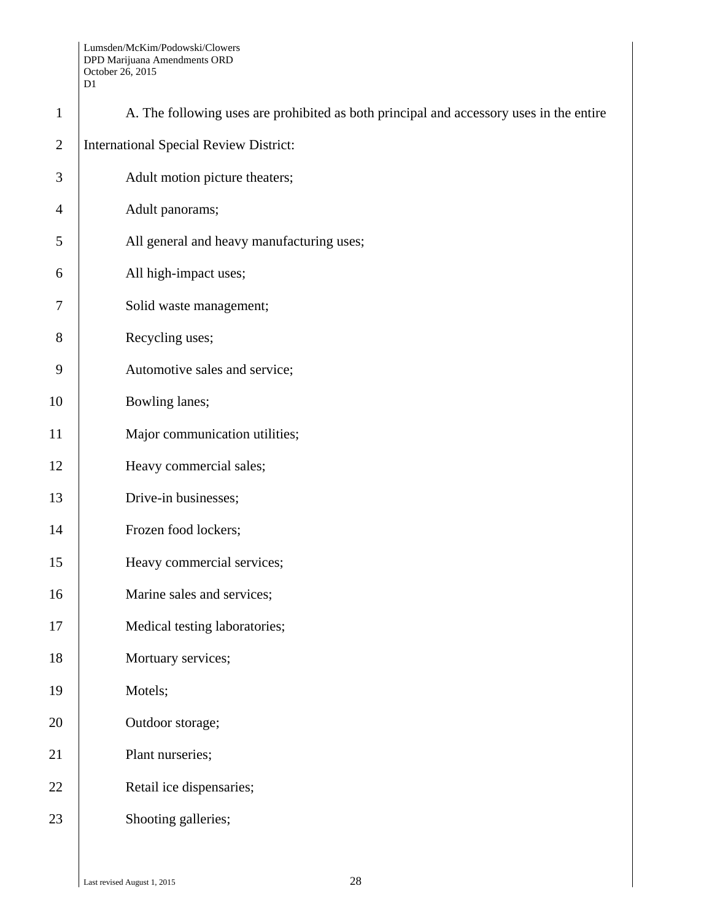A. The following uses are prohibited as both principal and accessory uses in the entire International Special Review District:

Adult motion picture theaters;

Adult panorams;

All general and heavy manufacturing uses;

All high-impact uses;

Solid waste management;

Recycling uses;

Automotive sales and service;

Bowling lanes;

Major communication utilities;

Heavy commercial sales;

Drive-in businesses;

Frozen food lockers;

Heavy commercial services;

Marine sales and services;

Medical testing laboratories;

Mortuary services;

Motels;

Outdoor storage;

Plant nurseries;

Retail ice dispensaries;

Shooting galleries;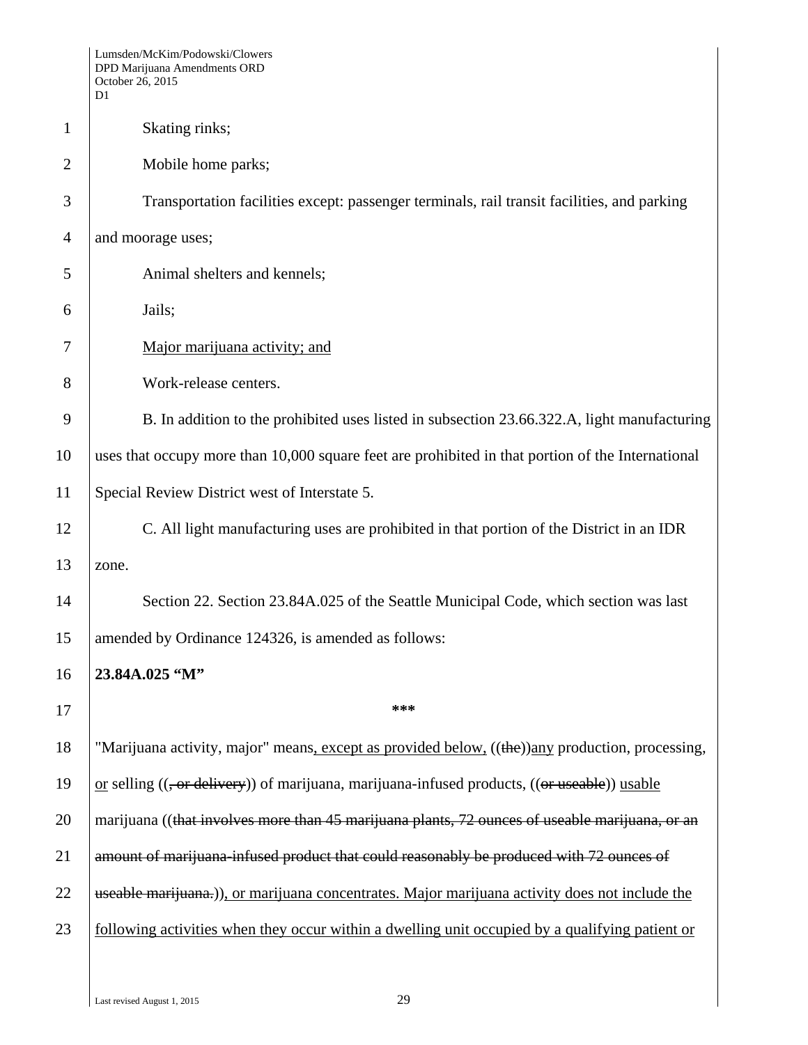Skating rinks;

Mobile home parks;

Transportation facilities except: passenger terminals, rail transit facilities, and parking and moorage uses;

Animal shelters and kennels;

Jails;

<u>Major marijuana activity; and</u>

Work-release centers.

B. In addition to the prohibited uses listed in subsection 23.66.322.A, light manufacturing uses that occupy more than 10,000 square feet are prohibited in that portion of the International Special Review District west of Interstate 5.

C. All light manufacturing uses are prohibited in that portion of the District in an IDR zone.

Section 22. Section 23.84A.025 of the Seattle Municipal Code, which section was last amended by Ordinance 124326, is amended as follows:

**23.84A.025 "M"**

\*\*\*

"Marijuana activity, major" means<u>, except as provided below,</u> ((~~the~~))<u>any</u> production, processing, <u>or</u> selling ((~~, or delivery~~)) of marijuana, marijuana-infused products, ((~~or useable~~)) <u>usable</u> marijuana ((~~that involves more than 45 marijuana plants, 72 ounces of useable marijuana, or an amount of marijuana-infused product that could reasonably be produced with 72 ounces of useable marijuana.~~))<u>, or marijuana concentrates. Major marijuana activity does not include the following activities when they occur within a dwelling unit occupied by a qualifying patient or</u>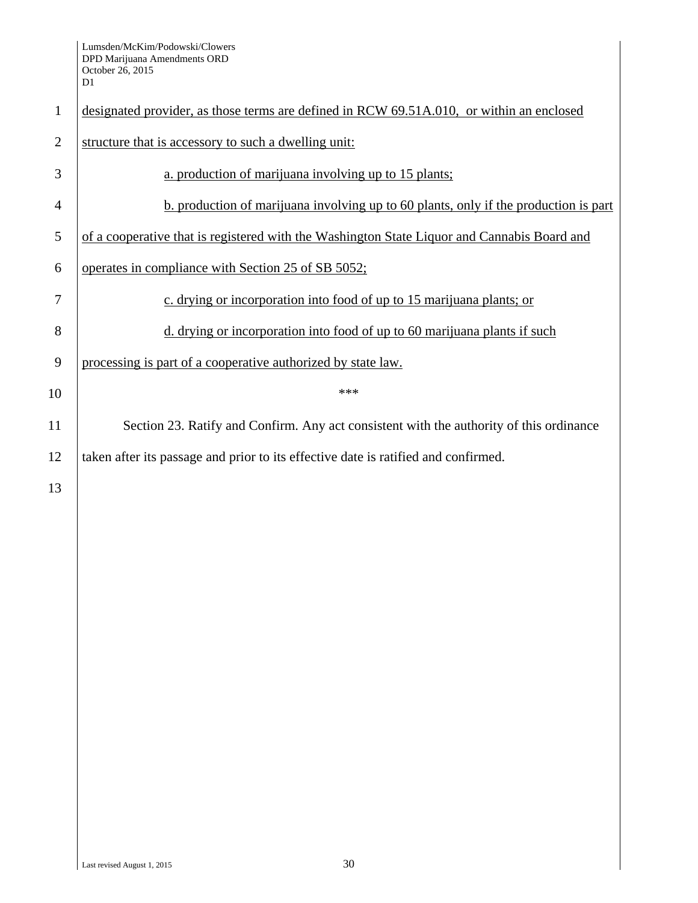designated provider, as those terms are defined in RCW 69.51A.010, or within an enclosed structure that is accessory to such a dwelling unit:

a. production of marijuana involving up to 15 plants;

b. production of marijuana involving up to 60 plants, only if the production is part of a cooperative that is registered with the Washington State Liquor and Cannabis Board and operates in compliance with Section 25 of SB 5052;

c. drying or incorporation into food of up to 15 marijuana plants; or

d. drying or incorporation into food of up to 60 marijuana plants if such processing is part of a cooperative authorized by state law.

***

Section 23. Ratify and Confirm. Any act consistent with the authority of this ordinance taken after its passage and prior to its effective date is ratified and confirmed.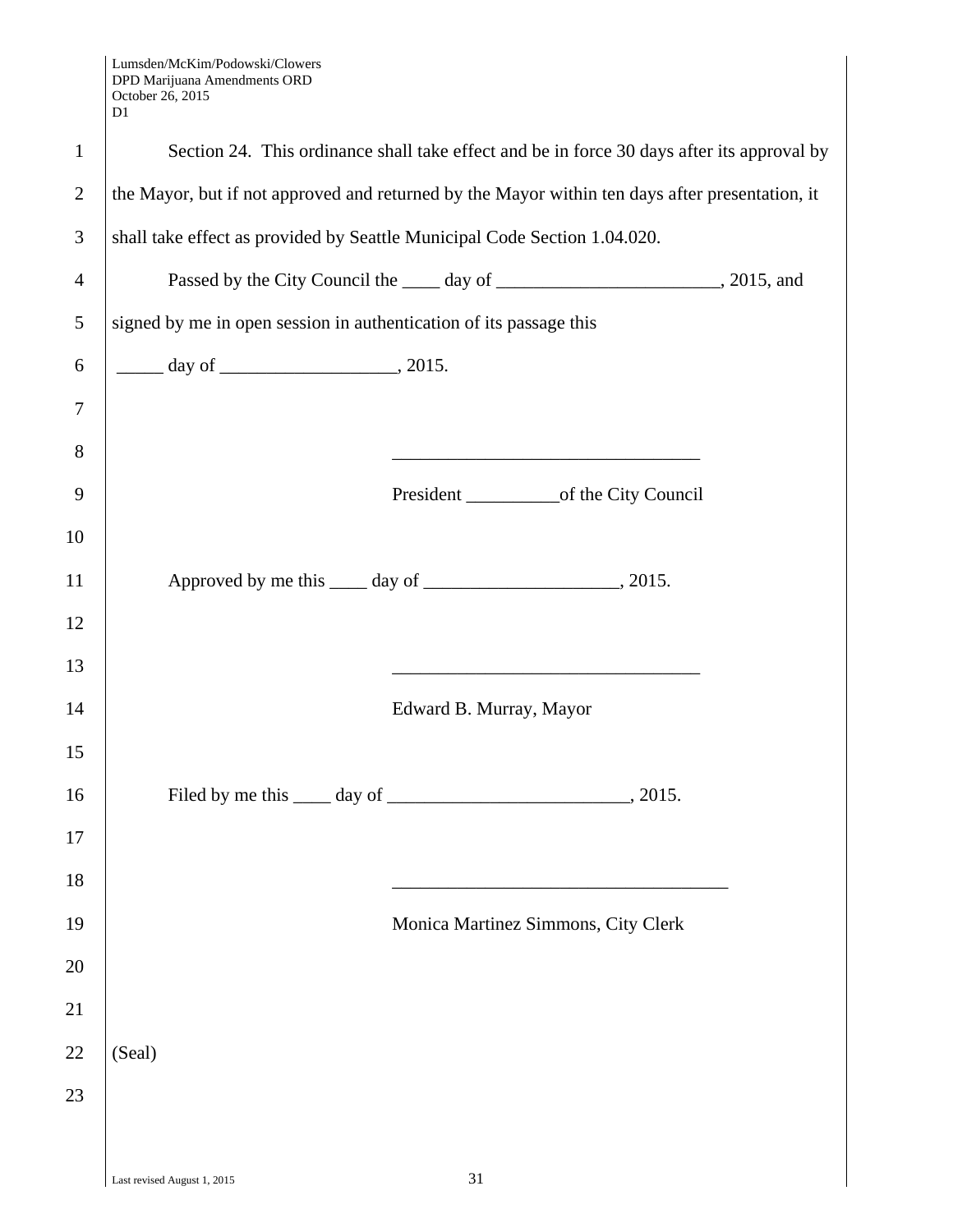Section 24. This ordinance shall take effect and be in force 30 days after its approval by the Mayor, but if not approved and returned by the Mayor within ten days after presentation, it shall take effect as provided by Seattle Municipal Code Section 1.04.020.

Passed by the City Council the ____ day of ________________________, 2015, and signed by me in open session in authentication of its passage this

_____ day of ___________________, 2015.

________________________________

President __________of the City Council

Approved by me this ____ day of _____________________, 2015.

________________________________

Edward B. Murray, Mayor

Filed by me this ____ day of __________________________, 2015.

____________________________________

Monica Martinez Simmons, City Clerk

(Seal)